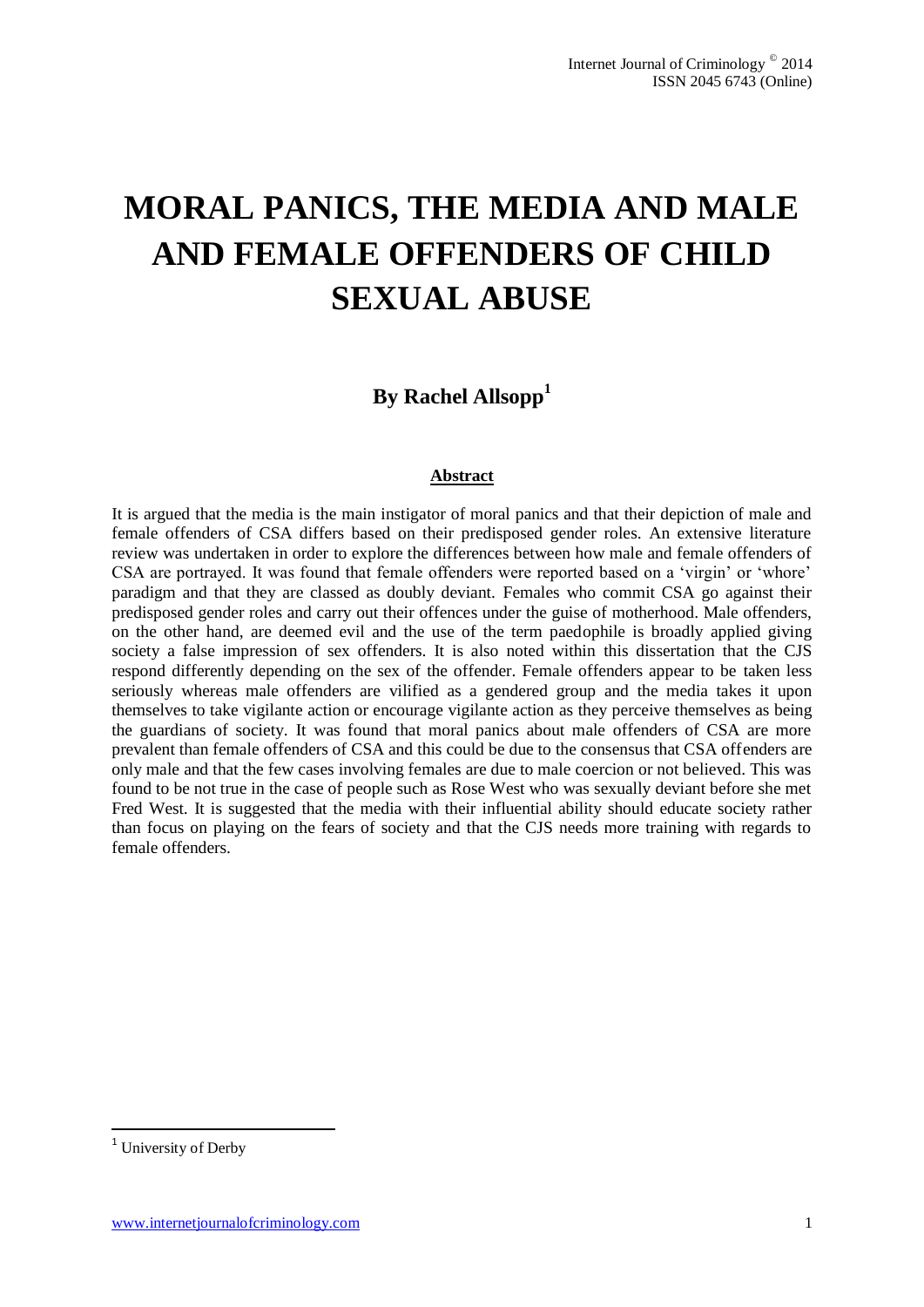# MORAL PANICS, THE MEDIA AND MALE AND FEMALE OFFENDERS OF CHILD SEXUAL ABUSE

## By Rachel Allsopp[1]

### Abstract

It is argued that the media is the main instigator of moral panics and that their depiction of male and female offenders of CSA differs based on their predisposed gender roles. An extensive literature review was undertaken in order to explore the differences between how male and female offenders of CSA are portrayed. It was found that female offenders were reported based on a 'virgin' or 'whore' paradigm and that they are classed as doubly deviant. Females who commit CSA go against their predisposed gender roles and carry out their offences under the guise of motherhood. Male offenders, on the other hand, are deemed evil and the use of the term paedophile is broadly applied giving society a false impression of sex offenders. It is also noted within this dissertation that the CJS respond differently depending on the sex of the offender. Female offenders appear to be taken less seriously whereas male offenders are vilified as a gendered group and the media takes it upon themselves to take vigilante action or encourage vigilante action as they perceive themselves as being the guardians of society. It was found that moral panics about male offenders of CSA are more prevalent than female offenders of CSA and this could be due to the consensus that CSA offenders are only male and that the few cases involving females are due to male coercion or not believed. This was found to be not true in the case of people such as Rose West who was sexually deviant before she met Fred West. It is suggested that the media with their influential ability should educate society rather than focus on playing on the fears of society and that the CJS needs more training with regards to female offenders.

[1] University of Derby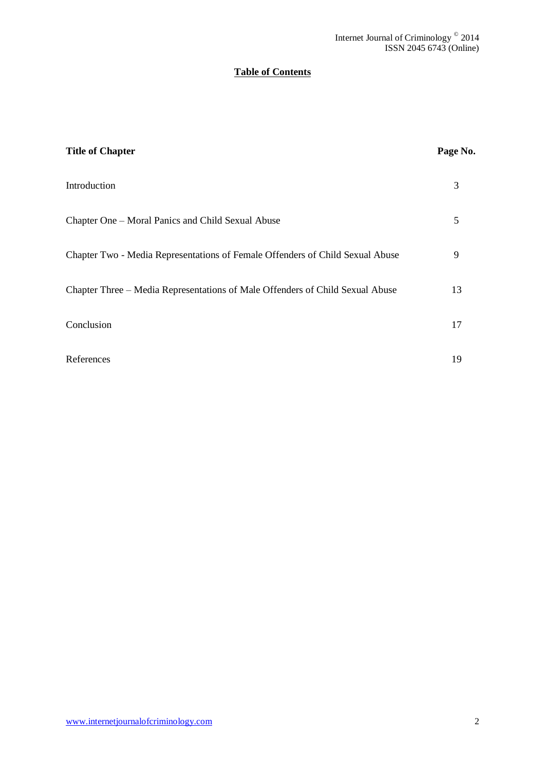## Table of Contents

| Title of Chapter | Page No. |
| --- | --- |
| Introduction | 3 |
| Chapter One – Moral Panics and Child Sexual Abuse | 5 |
| Chapter Two - Media Representations of Female Offenders of Child Sexual Abuse | 9 |
| Chapter Three – Media Representations of Male Offenders of Child Sexual Abuse | 13 |
| Conclusion | 17 |
| References | 19 |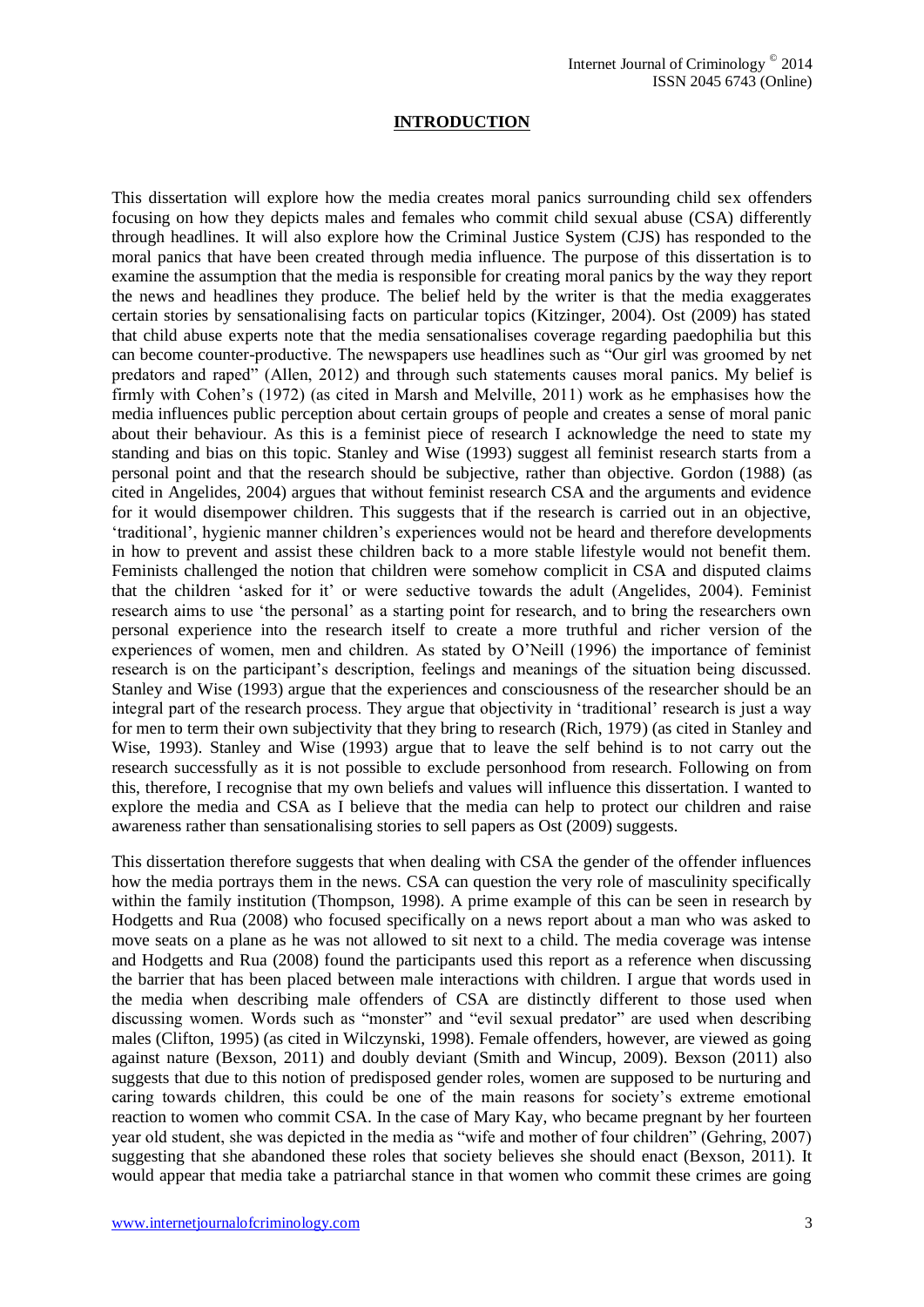## INTRODUCTION

This dissertation will explore how the media creates moral panics surrounding child sex offenders focusing on how they depicts males and females who commit child sexual abuse (CSA) differently through headlines. It will also explore how the Criminal Justice System (CJS) has responded to the moral panics that have been created through media influence. The purpose of this dissertation is to examine the assumption that the media is responsible for creating moral panics by the way they report the news and headlines they produce. The belief held by the writer is that the media exaggerates certain stories by sensationalising facts on particular topics (Kitzinger, 2004). Ost (2009) has stated that child abuse experts note that the media sensationalises coverage regarding paedophilia but this can become counter-productive. The newspapers use headlines such as "Our girl was groomed by net predators and raped" (Allen, 2012) and through such statements causes moral panics. My belief is firmly with Cohen's (1972) (as cited in Marsh and Melville, 2011) work as he emphasises how the media influences public perception about certain groups of people and creates a sense of moral panic about their behaviour. As this is a feminist piece of research I acknowledge the need to state my standing and bias on this topic. Stanley and Wise (1993) suggest all feminist research starts from a personal point and that the research should be subjective, rather than objective. Gordon (1988) (as cited in Angelides, 2004) argues that without feminist research CSA and the arguments and evidence for it would disempower children. This suggests that if the research is carried out in an objective, 'traditional', hygienic manner children's experiences would not be heard and therefore developments in how to prevent and assist these children back to a more stable lifestyle would not benefit them. Feminists challenged the notion that children were somehow complicit in CSA and disputed claims that the children 'asked for it' or were seductive towards the adult (Angelides, 2004). Feminist research aims to use 'the personal' as a starting point for research, and to bring the researchers own personal experience into the research itself to create a more truthful and richer version of the experiences of women, men and children. As stated by O'Neill (1996) the importance of feminist research is on the participant's description, feelings and meanings of the situation being discussed. Stanley and Wise (1993) argue that the experiences and consciousness of the researcher should be an integral part of the research process. They argue that objectivity in 'traditional' research is just a way for men to term their own subjectivity that they bring to research (Rich, 1979) (as cited in Stanley and Wise, 1993). Stanley and Wise (1993) argue that to leave the self behind is to not carry out the research successfully as it is not possible to exclude personhood from research. Following on from this, therefore, I recognise that my own beliefs and values will influence this dissertation. I wanted to explore the media and CSA as I believe that the media can help to protect our children and raise awareness rather than sensationalising stories to sell papers as Ost (2009) suggests.

This dissertation therefore suggests that when dealing with CSA the gender of the offender influences how the media portrays them in the news. CSA can question the very role of masculinity specifically within the family institution (Thompson, 1998). A prime example of this can be seen in research by Hodgetts and Rua (2008) who focused specifically on a news report about a man who was asked to move seats on a plane as he was not allowed to sit next to a child. The media coverage was intense and Hodgetts and Rua (2008) found the participants used this report as a reference when discussing the barrier that has been placed between male interactions with children. I argue that words used in the media when describing male offenders of CSA are distinctly different to those used when discussing women. Words such as "monster" and "evil sexual predator" are used when describing males (Clifton, 1995) (as cited in Wilczynski, 1998). Female offenders, however, are viewed as going against nature (Bexson, 2011) and doubly deviant (Smith and Wincup, 2009). Bexson (2011) also suggests that due to this notion of predisposed gender roles, women are supposed to be nurturing and caring towards children, this could be one of the main reasons for society's extreme emotional reaction to women who commit CSA. In the case of Mary Kay, who became pregnant by her fourteen year old student, she was depicted in the media as "wife and mother of four children" (Gehring, 2007) suggesting that she abandoned these roles that society believes she should enact (Bexson, 2011). It would appear that media take a patriarchal stance in that women who commit these crimes are going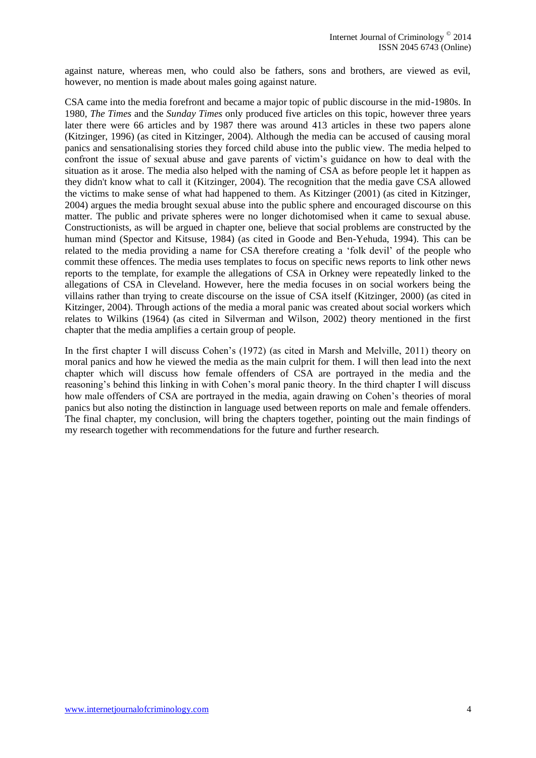against nature, whereas men, who could also be fathers, sons and brothers, are viewed as evil, however, no mention is made about males going against nature.

CSA came into the media forefront and became a major topic of public discourse in the mid-1980s. In 1980, *The Times* and the *Sunday Times* only produced five articles on this topic, however three years later there were 66 articles and by 1987 there was around 413 articles in these two papers alone (Kitzinger, 1996) (as cited in Kitzinger, 2004). Although the media can be accused of causing moral panics and sensationalising stories they forced child abuse into the public view. The media helped to confront the issue of sexual abuse and gave parents of victim's guidance on how to deal with the situation as it arose. The media also helped with the naming of CSA as before people let it happen as they didn't know what to call it (Kitzinger, 2004). The recognition that the media gave CSA allowed the victims to make sense of what had happened to them. As Kitzinger (2001) (as cited in Kitzinger, 2004) argues the media brought sexual abuse into the public sphere and encouraged discourse on this matter. The public and private spheres were no longer dichotomised when it came to sexual abuse. Constructionists, as will be argued in chapter one, believe that social problems are constructed by the human mind (Spector and Kitsuse, 1984) (as cited in Goode and Ben-Yehuda, 1994). This can be related to the media providing a name for CSA therefore creating a 'folk devil' of the people who commit these offences. The media uses templates to focus on specific news reports to link other news reports to the template, for example the allegations of CSA in Orkney were repeatedly linked to the allegations of CSA in Cleveland. However, here the media focuses in on social workers being the villains rather than trying to create discourse on the issue of CSA itself (Kitzinger, 2000) (as cited in Kitzinger, 2004). Through actions of the media a moral panic was created about social workers which relates to Wilkins (1964) (as cited in Silverman and Wilson, 2002) theory mentioned in the first chapter that the media amplifies a certain group of people.

In the first chapter I will discuss Cohen's (1972) (as cited in Marsh and Melville, 2011) theory on moral panics and how he viewed the media as the main culprit for them. I will then lead into the next chapter which will discuss how female offenders of CSA are portrayed in the media and the reasoning's behind this linking in with Cohen's moral panic theory. In the third chapter I will discuss how male offenders of CSA are portrayed in the media, again drawing on Cohen's theories of moral panics but also noting the distinction in language used between reports on male and female offenders. The final chapter, my conclusion, will bring the chapters together, pointing out the main findings of my research together with recommendations for the future and further research.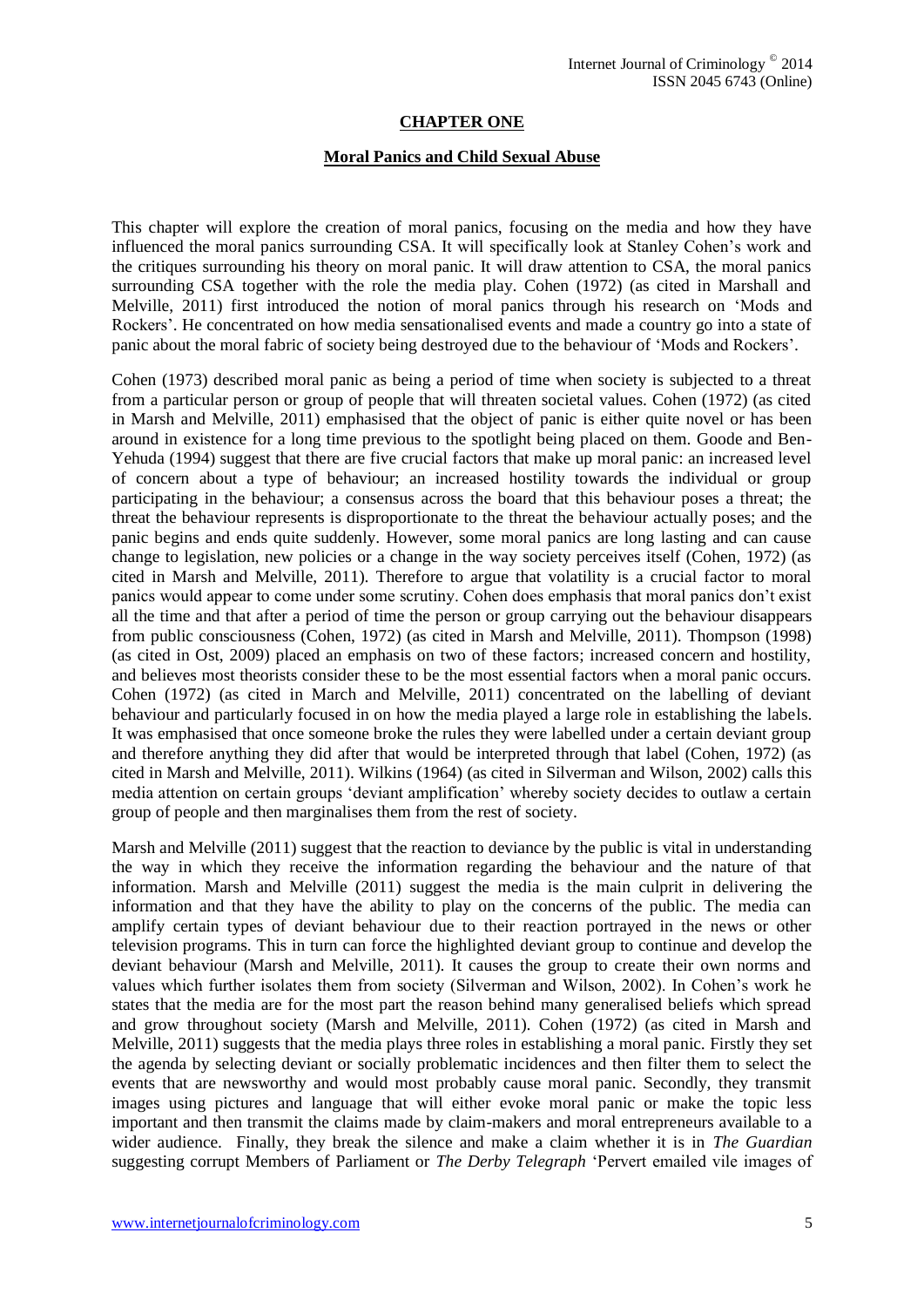## CHAPTER ONE

### Moral Panics and Child Sexual Abuse

This chapter will explore the creation of moral panics, focusing on the media and how they have influenced the moral panics surrounding CSA. It will specifically look at Stanley Cohen's work and the critiques surrounding his theory on moral panic. It will draw attention to CSA, the moral panics surrounding CSA together with the role the media play. Cohen (1972) (as cited in Marshall and Melville, 2011) first introduced the notion of moral panics through his research on 'Mods and Rockers'. He concentrated on how media sensationalised events and made a country go into a state of panic about the moral fabric of society being destroyed due to the behaviour of 'Mods and Rockers'.

Cohen (1973) described moral panic as being a period of time when society is subjected to a threat from a particular person or group of people that will threaten societal values. Cohen (1972) (as cited in Marsh and Melville, 2011) emphasised that the object of panic is either quite novel or has been around in existence for a long time previous to the spotlight being placed on them. Goode and Ben-Yehuda (1994) suggest that there are five crucial factors that make up moral panic: an increased level of concern about a type of behaviour; an increased hostility towards the individual or group participating in the behaviour; a consensus across the board that this behaviour poses a threat; the threat the behaviour represents is disproportionate to the threat the behaviour actually poses; and the panic begins and ends quite suddenly. However, some moral panics are long lasting and can cause change to legislation, new policies or a change in the way society perceives itself (Cohen, 1972) (as cited in Marsh and Melville, 2011). Therefore to argue that volatility is a crucial factor to moral panics would appear to come under some scrutiny. Cohen does emphasis that moral panics don't exist all the time and that after a period of time the person or group carrying out the behaviour disappears from public consciousness (Cohen, 1972) (as cited in Marsh and Melville, 2011). Thompson (1998) (as cited in Ost, 2009) placed an emphasis on two of these factors; increased concern and hostility, and believes most theorists consider these to be the most essential factors when a moral panic occurs. Cohen (1972) (as cited in March and Melville, 2011) concentrated on the labelling of deviant behaviour and particularly focused in on how the media played a large role in establishing the labels. It was emphasised that once someone broke the rules they were labelled under a certain deviant group and therefore anything they did after that would be interpreted through that label (Cohen, 1972) (as cited in Marsh and Melville, 2011). Wilkins (1964) (as cited in Silverman and Wilson, 2002) calls this media attention on certain groups 'deviant amplification' whereby society decides to outlaw a certain group of people and then marginalises them from the rest of society.

Marsh and Melville (2011) suggest that the reaction to deviance by the public is vital in understanding the way in which they receive the information regarding the behaviour and the nature of that information. Marsh and Melville (2011) suggest the media is the main culprit in delivering the information and that they have the ability to play on the concerns of the public. The media can amplify certain types of deviant behaviour due to their reaction portrayed in the news or other television programs. This in turn can force the highlighted deviant group to continue and develop the deviant behaviour (Marsh and Melville, 2011). It causes the group to create their own norms and values which further isolates them from society (Silverman and Wilson, 2002). In Cohen's work he states that the media are for the most part the reason behind many generalised beliefs which spread and grow throughout society (Marsh and Melville, 2011). Cohen (1972) (as cited in Marsh and Melville, 2011) suggests that the media plays three roles in establishing a moral panic. Firstly they set the agenda by selecting deviant or socially problematic incidences and then filter them to select the events that are newsworthy and would most probably cause moral panic. Secondly, they transmit images using pictures and language that will either evoke moral panic or make the topic less important and then transmit the claims made by claim-makers and moral entrepreneurs available to a wider audience. Finally, they break the silence and make a claim whether it is in *The Guardian* suggesting corrupt Members of Parliament or *The Derby Telegraph* 'Pervert emailed vile images of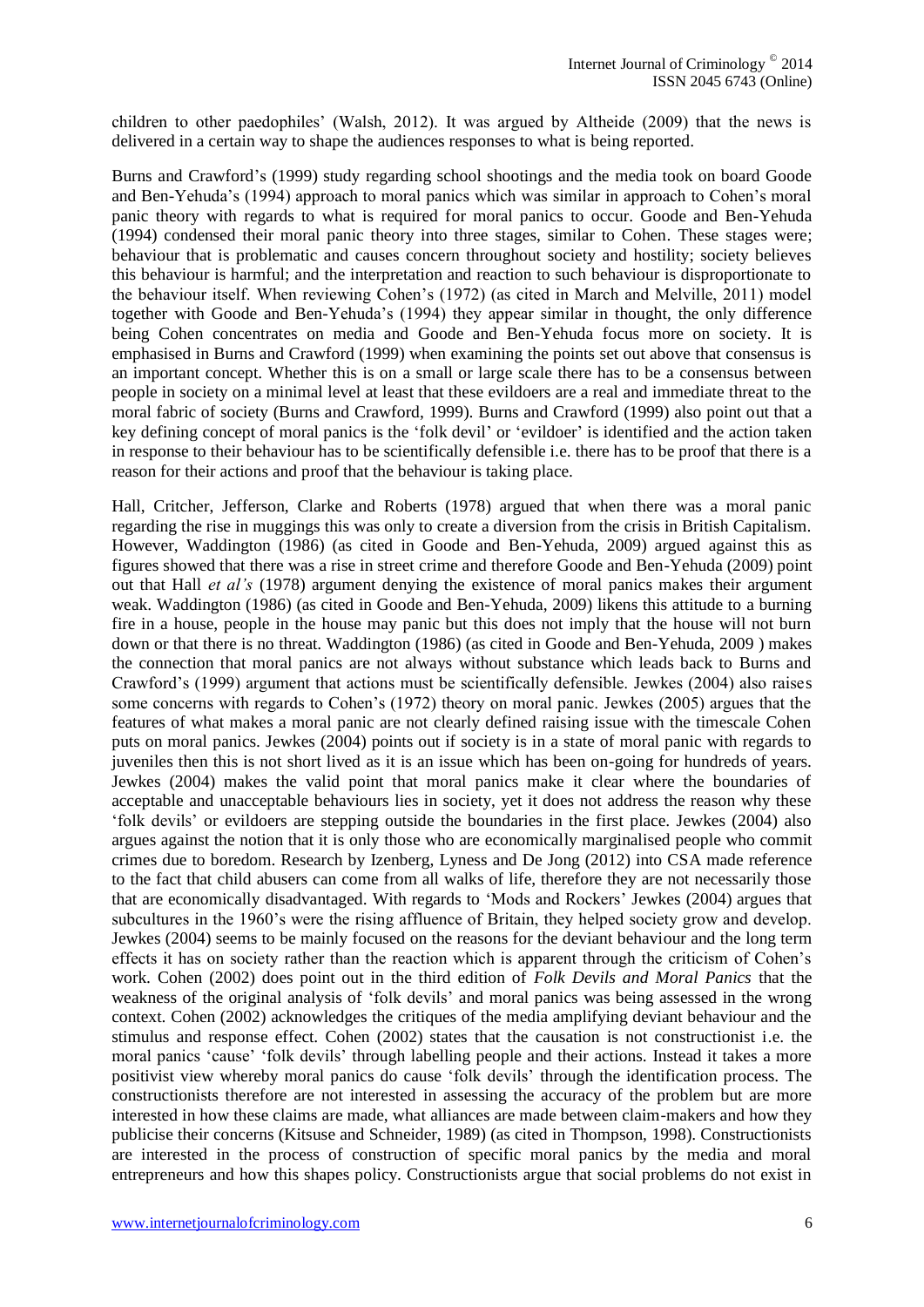children to other paedophiles' (Walsh, 2012). It was argued by Altheide (2009) that the news is delivered in a certain way to shape the audiences responses to what is being reported.

Burns and Crawford's (1999) study regarding school shootings and the media took on board Goode and Ben-Yehuda's (1994) approach to moral panics which was similar in approach to Cohen's moral panic theory with regards to what is required for moral panics to occur. Goode and Ben-Yehuda (1994) condensed their moral panic theory into three stages, similar to Cohen. These stages were; behaviour that is problematic and causes concern throughout society and hostility; society believes this behaviour is harmful; and the interpretation and reaction to such behaviour is disproportionate to the behaviour itself. When reviewing Cohen's (1972) (as cited in March and Melville, 2011) model together with Goode and Ben-Yehuda's (1994) they appear similar in thought, the only difference being Cohen concentrates on media and Goode and Ben-Yehuda focus more on society. It is emphasised in Burns and Crawford (1999) when examining the points set out above that consensus is an important concept. Whether this is on a small or large scale there has to be a consensus between people in society on a minimal level at least that these evildoers are a real and immediate threat to the moral fabric of society (Burns and Crawford, 1999). Burns and Crawford (1999) also point out that a key defining concept of moral panics is the 'folk devil' or 'evildoer' is identified and the action taken in response to their behaviour has to be scientifically defensible i.e. there has to be proof that there is a reason for their actions and proof that the behaviour is taking place.

Hall, Critcher, Jefferson, Clarke and Roberts (1978) argued that when there was a moral panic regarding the rise in muggings this was only to create a diversion from the crisis in British Capitalism. However, Waddington (1986) (as cited in Goode and Ben-Yehuda, 2009) argued against this as figures showed that there was a rise in street crime and therefore Goode and Ben-Yehuda (2009) point out that Hall *et al's* (1978) argument denying the existence of moral panics makes their argument weak. Waddington (1986) (as cited in Goode and Ben-Yehuda, 2009) likens this attitude to a burning fire in a house, people in the house may panic but this does not imply that the house will not burn down or that there is no threat. Waddington (1986) (as cited in Goode and Ben-Yehuda, 2009 ) makes the connection that moral panics are not always without substance which leads back to Burns and Crawford's (1999) argument that actions must be scientifically defensible. Jewkes (2004) also raises some concerns with regards to Cohen's (1972) theory on moral panic. Jewkes (2005) argues that the features of what makes a moral panic are not clearly defined raising issue with the timescale Cohen puts on moral panics. Jewkes (2004) points out if society is in a state of moral panic with regards to juveniles then this is not short lived as it is an issue which has been on-going for hundreds of years. Jewkes (2004) makes the valid point that moral panics make it clear where the boundaries of acceptable and unacceptable behaviours lies in society, yet it does not address the reason why these 'folk devils' or evildoers are stepping outside the boundaries in the first place. Jewkes (2004) also argues against the notion that it is only those who are economically marginalised people who commit crimes due to boredom. Research by Izenberg, Lyness and De Jong (2012) into CSA made reference to the fact that child abusers can come from all walks of life, therefore they are not necessarily those that are economically disadvantaged. With regards to 'Mods and Rockers' Jewkes (2004) argues that subcultures in the 1960's were the rising affluence of Britain, they helped society grow and develop. Jewkes (2004) seems to be mainly focused on the reasons for the deviant behaviour and the long term effects it has on society rather than the reaction which is apparent through the criticism of Cohen's work. Cohen (2002) does point out in the third edition of *Folk Devils and Moral Panics* that the weakness of the original analysis of 'folk devils' and moral panics was being assessed in the wrong context. Cohen (2002) acknowledges the critiques of the media amplifying deviant behaviour and the stimulus and response effect. Cohen (2002) states that the causation is not constructionist i.e. the moral panics 'cause' 'folk devils' through labelling people and their actions. Instead it takes a more positivist view whereby moral panics do cause 'folk devils' through the identification process. The constructionists therefore are not interested in assessing the accuracy of the problem but are more interested in how these claims are made, what alliances are made between claim-makers and how they publicise their concerns (Kitsuse and Schneider, 1989) (as cited in Thompson, 1998). Constructionists are interested in the process of construction of specific moral panics by the media and moral entrepreneurs and how this shapes policy. Constructionists argue that social problems do not exist in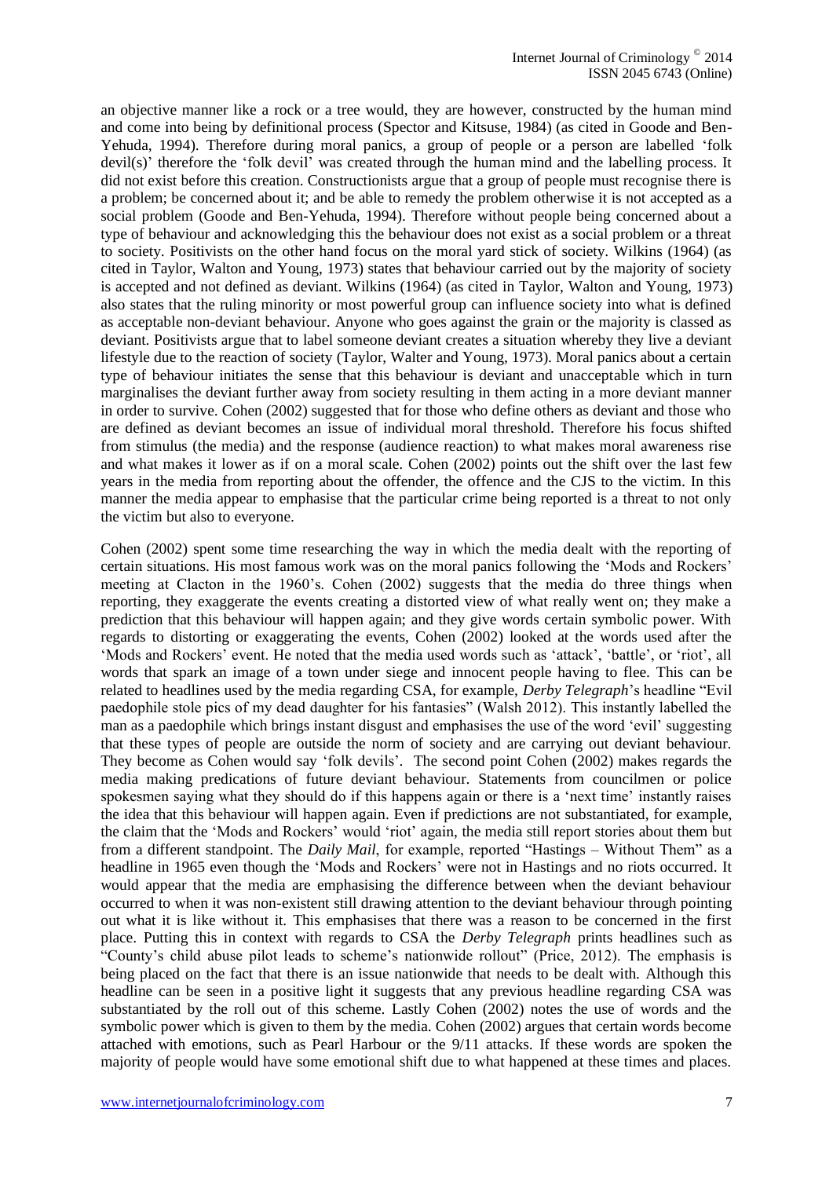an objective manner like a rock or a tree would, they are however, constructed by the human mind and come into being by definitional process (Spector and Kitsuse, 1984) (as cited in Goode and Ben-Yehuda, 1994). Therefore during moral panics, a group of people or a person are labelled 'folk devil(s)' therefore the 'folk devil' was created through the human mind and the labelling process. It did not exist before this creation. Constructionists argue that a group of people must recognise there is a problem; be concerned about it; and be able to remedy the problem otherwise it is not accepted as a social problem (Goode and Ben-Yehuda, 1994). Therefore without people being concerned about a type of behaviour and acknowledging this the behaviour does not exist as a social problem or a threat to society. Positivists on the other hand focus on the moral yard stick of society. Wilkins (1964) (as cited in Taylor, Walton and Young, 1973) states that behaviour carried out by the majority of society is accepted and not defined as deviant. Wilkins (1964) (as cited in Taylor, Walton and Young, 1973) also states that the ruling minority or most powerful group can influence society into what is defined as acceptable non-deviant behaviour. Anyone who goes against the grain or the majority is classed as deviant. Positivists argue that to label someone deviant creates a situation whereby they live a deviant lifestyle due to the reaction of society (Taylor, Walter and Young, 1973). Moral panics about a certain type of behaviour initiates the sense that this behaviour is deviant and unacceptable which in turn marginalises the deviant further away from society resulting in them acting in a more deviant manner in order to survive. Cohen (2002) suggested that for those who define others as deviant and those who are defined as deviant becomes an issue of individual moral threshold. Therefore his focus shifted from stimulus (the media) and the response (audience reaction) to what makes moral awareness rise and what makes it lower as if on a moral scale. Cohen (2002) points out the shift over the last few years in the media from reporting about the offender, the offence and the CJS to the victim. In this manner the media appear to emphasise that the particular crime being reported is a threat to not only the victim but also to everyone.

Cohen (2002) spent some time researching the way in which the media dealt with the reporting of certain situations. His most famous work was on the moral panics following the 'Mods and Rockers' meeting at Clacton in the 1960's. Cohen (2002) suggests that the media do three things when reporting, they exaggerate the events creating a distorted view of what really went on; they make a prediction that this behaviour will happen again; and they give words certain symbolic power. With regards to distorting or exaggerating the events, Cohen (2002) looked at the words used after the 'Mods and Rockers' event. He noted that the media used words such as 'attack', 'battle', or 'riot', all words that spark an image of a town under siege and innocent people having to flee. This can be related to headlines used by the media regarding CSA, for example, *Derby Telegraph*'s headline "Evil paedophile stole pics of my dead daughter for his fantasies" (Walsh 2012). This instantly labelled the man as a paedophile which brings instant disgust and emphasises the use of the word 'evil' suggesting that these types of people are outside the norm of society and are carrying out deviant behaviour. They become as Cohen would say 'folk devils'. The second point Cohen (2002) makes regards the media making predications of future deviant behaviour. Statements from councilmen or police spokesmen saying what they should do if this happens again or there is a 'next time' instantly raises the idea that this behaviour will happen again. Even if predictions are not substantiated, for example, the claim that the 'Mods and Rockers' would 'riot' again, the media still report stories about them but from a different standpoint. The *Daily Mail*, for example, reported "Hastings – Without Them" as a headline in 1965 even though the 'Mods and Rockers' were not in Hastings and no riots occurred. It would appear that the media are emphasising the difference between when the deviant behaviour occurred to when it was non-existent still drawing attention to the deviant behaviour through pointing out what it is like without it. This emphasises that there was a reason to be concerned in the first place. Putting this in context with regards to CSA the *Derby Telegraph* prints headlines such as "County's child abuse pilot leads to scheme's nationwide rollout" (Price, 2012). The emphasis is being placed on the fact that there is an issue nationwide that needs to be dealt with. Although this headline can be seen in a positive light it suggests that any previous headline regarding CSA was substantiated by the roll out of this scheme. Lastly Cohen (2002) notes the use of words and the symbolic power which is given to them by the media. Cohen (2002) argues that certain words become attached with emotions, such as Pearl Harbour or the 9/11 attacks. If these words are spoken the majority of people would have some emotional shift due to what happened at these times and places.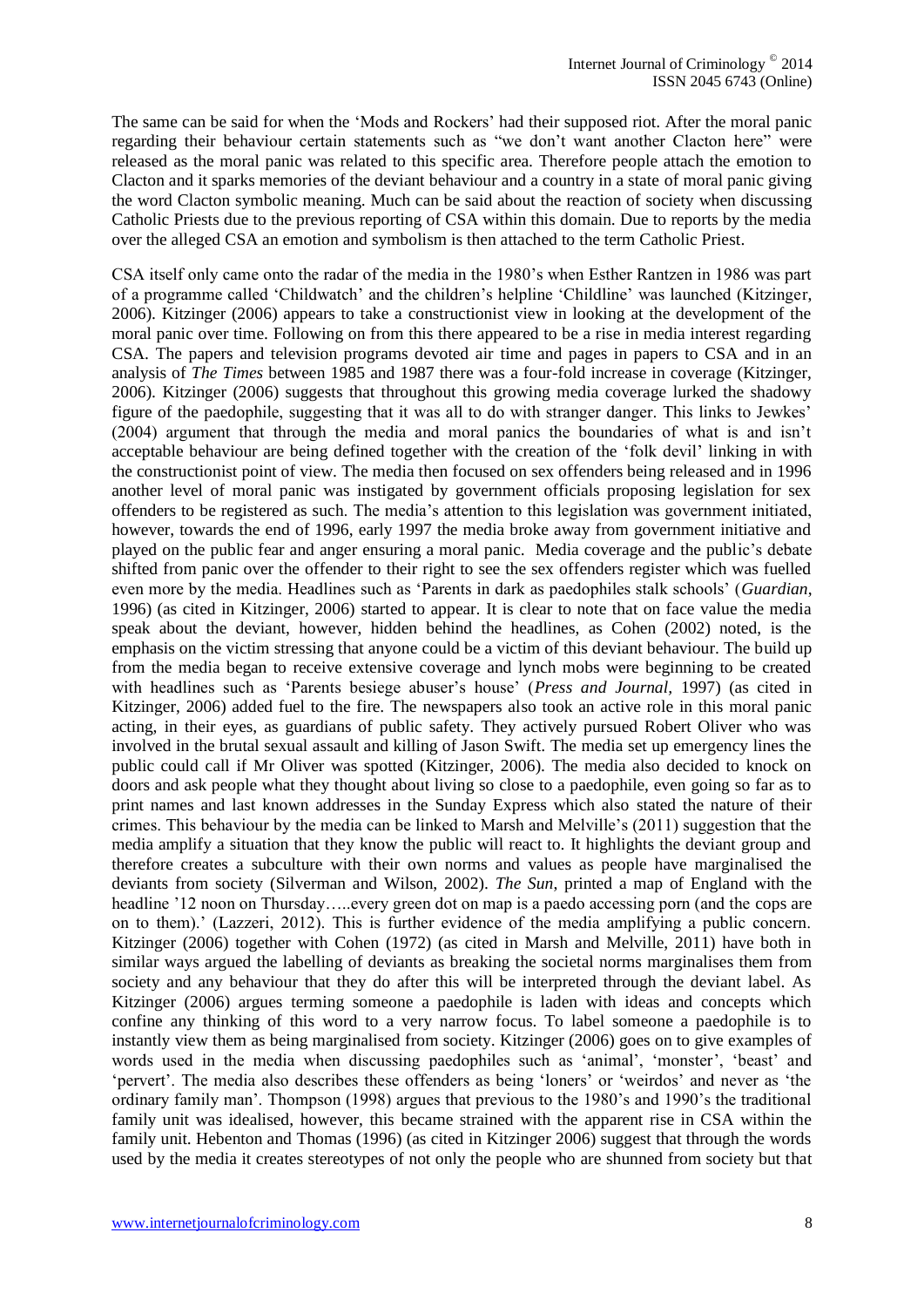The same can be said for when the 'Mods and Rockers' had their supposed riot. After the moral panic regarding their behaviour certain statements such as "we don't want another Clacton here" were released as the moral panic was related to this specific area. Therefore people attach the emotion to Clacton and it sparks memories of the deviant behaviour and a country in a state of moral panic giving the word Clacton symbolic meaning. Much can be said about the reaction of society when discussing Catholic Priests due to the previous reporting of CSA within this domain. Due to reports by the media over the alleged CSA an emotion and symbolism is then attached to the term Catholic Priest.

CSA itself only came onto the radar of the media in the 1980's when Esther Rantzen in 1986 was part of a programme called 'Childwatch' and the children's helpline 'Childline' was launched (Kitzinger, 2006). Kitzinger (2006) appears to take a constructionist view in looking at the development of the moral panic over time. Following on from this there appeared to be a rise in media interest regarding CSA. The papers and television programs devoted air time and pages in papers to CSA and in an analysis of *The Times* between 1985 and 1987 there was a four-fold increase in coverage (Kitzinger, 2006). Kitzinger (2006) suggests that throughout this growing media coverage lurked the shadowy figure of the paedophile, suggesting that it was all to do with stranger danger. This links to Jewkes' (2004) argument that through the media and moral panics the boundaries of what is and isn't acceptable behaviour are being defined together with the creation of the 'folk devil' linking in with the constructionist point of view. The media then focused on sex offenders being released and in 1996 another level of moral panic was instigated by government officials proposing legislation for sex offenders to be registered as such. The media's attention to this legislation was government initiated, however, towards the end of 1996, early 1997 the media broke away from government initiative and played on the public fear and anger ensuring a moral panic. Media coverage and the public's debate shifted from panic over the offender to their right to see the sex offenders register which was fuelled even more by the media. Headlines such as 'Parents in dark as paedophiles stalk schools' (*Guardian*, 1996) (as cited in Kitzinger, 2006) started to appear. It is clear to note that on face value the media speak about the deviant, however, hidden behind the headlines, as Cohen (2002) noted, is the emphasis on the victim stressing that anyone could be a victim of this deviant behaviour. The build up from the media began to receive extensive coverage and lynch mobs were beginning to be created with headlines such as 'Parents besiege abuser's house' (*Press and Journal*, 1997) (as cited in Kitzinger, 2006) added fuel to the fire. The newspapers also took an active role in this moral panic acting, in their eyes, as guardians of public safety. They actively pursued Robert Oliver who was involved in the brutal sexual assault and killing of Jason Swift. The media set up emergency lines the public could call if Mr Oliver was spotted (Kitzinger, 2006). The media also decided to knock on doors and ask people what they thought about living so close to a paedophile, even going so far as to print names and last known addresses in the Sunday Express which also stated the nature of their crimes. This behaviour by the media can be linked to Marsh and Melville's (2011) suggestion that the media amplify a situation that they know the public will react to. It highlights the deviant group and therefore creates a subculture with their own norms and values as people have marginalised the deviants from society (Silverman and Wilson, 2002). *The Sun*, printed a map of England with the headline '12 noon on Thursday…..every green dot on map is a paedo accessing porn (and the cops are on to them).' (Lazzeri, 2012). This is further evidence of the media amplifying a public concern. Kitzinger (2006) together with Cohen (1972) (as cited in Marsh and Melville, 2011) have both in similar ways argued the labelling of deviants as breaking the societal norms marginalises them from society and any behaviour that they do after this will be interpreted through the deviant label. As Kitzinger (2006) argues terming someone a paedophile is laden with ideas and concepts which confine any thinking of this word to a very narrow focus. To label someone a paedophile is to instantly view them as being marginalised from society. Kitzinger (2006) goes on to give examples of words used in the media when discussing paedophiles such as 'animal', 'monster', 'beast' and 'pervert'. The media also describes these offenders as being 'loners' or 'weirdos' and never as 'the ordinary family man'. Thompson (1998) argues that previous to the 1980's and 1990's the traditional family unit was idealised, however, this became strained with the apparent rise in CSA within the family unit. Hebenton and Thomas (1996) (as cited in Kitzinger 2006) suggest that through the words used by the media it creates stereotypes of not only the people who are shunned from society but that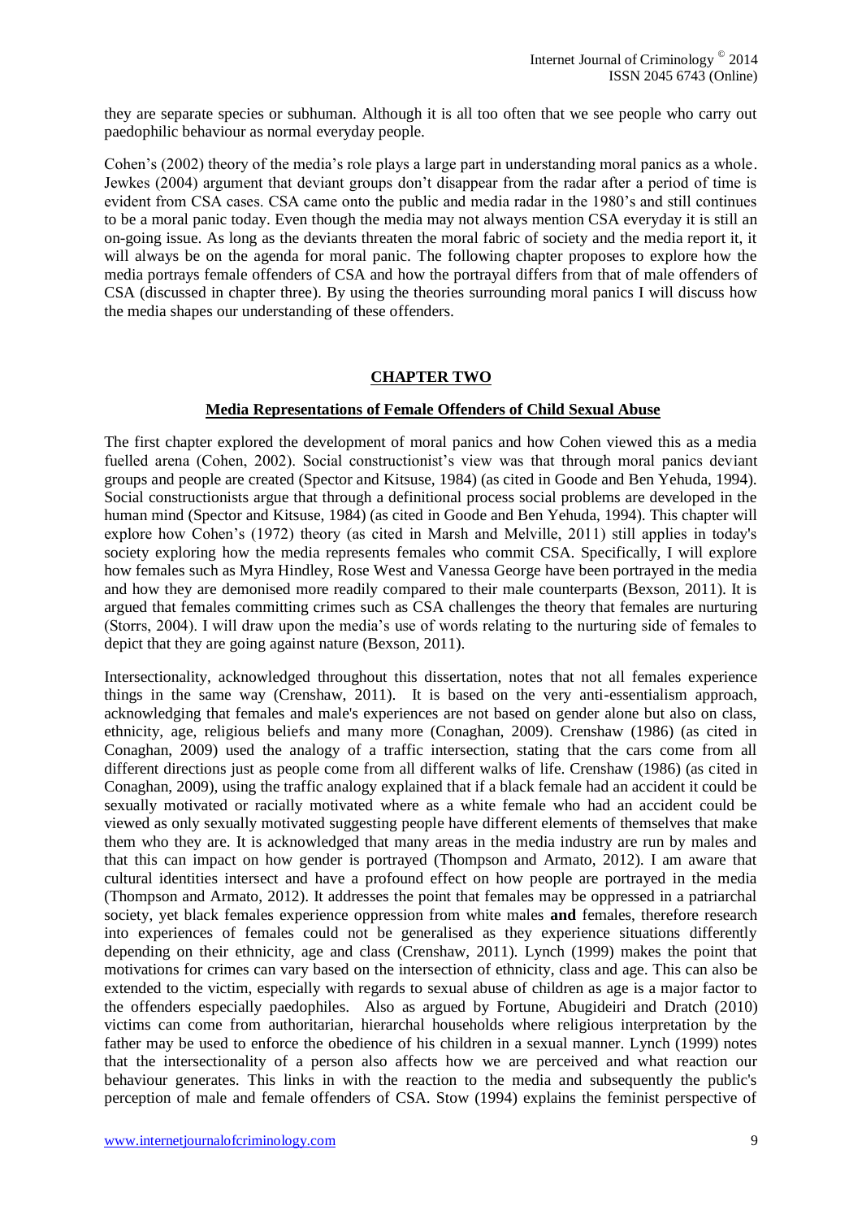they are separate species or subhuman. Although it is all too often that we see people who carry out paedophilic behaviour as normal everyday people.

Cohen's (2002) theory of the media's role plays a large part in understanding moral panics as a whole. Jewkes (2004) argument that deviant groups don't disappear from the radar after a period of time is evident from CSA cases. CSA came onto the public and media radar in the 1980's and still continues to be a moral panic today. Even though the media may not always mention CSA everyday it is still an on-going issue. As long as the deviants threaten the moral fabric of society and the media report it, it will always be on the agenda for moral panic. The following chapter proposes to explore how the media portrays female offenders of CSA and how the portrayal differs from that of male offenders of CSA (discussed in chapter three). By using the theories surrounding moral panics I will discuss how the media shapes our understanding of these offenders.

## CHAPTER TWO

### Media Representations of Female Offenders of Child Sexual Abuse

The first chapter explored the development of moral panics and how Cohen viewed this as a media fuelled arena (Cohen, 2002). Social constructionist's view was that through moral panics deviant groups and people are created (Spector and Kitsuse, 1984) (as cited in Goode and Ben Yehuda, 1994). Social constructionists argue that through a definitional process social problems are developed in the human mind (Spector and Kitsuse, 1984) (as cited in Goode and Ben Yehuda, 1994). This chapter will explore how Cohen's (1972) theory (as cited in Marsh and Melville, 2011) still applies in today's society exploring how the media represents females who commit CSA. Specifically, I will explore how females such as Myra Hindley, Rose West and Vanessa George have been portrayed in the media and how they are demonised more readily compared to their male counterparts (Bexson, 2011). It is argued that females committing crimes such as CSA challenges the theory that females are nurturing (Storrs, 2004). I will draw upon the media's use of words relating to the nurturing side of females to depict that they are going against nature (Bexson, 2011).

Intersectionality, acknowledged throughout this dissertation, notes that not all females experience things in the same way (Crenshaw, 2011). It is based on the very anti-essentialism approach, acknowledging that females and male's experiences are not based on gender alone but also on class, ethnicity, age, religious beliefs and many more (Conaghan, 2009). Crenshaw (1986) (as cited in Conaghan, 2009) used the analogy of a traffic intersection, stating that the cars come from all different directions just as people come from all different walks of life. Crenshaw (1986) (as cited in Conaghan, 2009), using the traffic analogy explained that if a black female had an accident it could be sexually motivated or racially motivated where as a white female who had an accident could be viewed as only sexually motivated suggesting people have different elements of themselves that make them who they are. It is acknowledged that many areas in the media industry are run by males and that this can impact on how gender is portrayed (Thompson and Armato, 2012). I am aware that cultural identities intersect and have a profound effect on how people are portrayed in the media (Thompson and Armato, 2012). It addresses the point that females may be oppressed in a patriarchal society, yet black females experience oppression from white males **and** females, therefore research into experiences of females could not be generalised as they experience situations differently depending on their ethnicity, age and class (Crenshaw, 2011). Lynch (1999) makes the point that motivations for crimes can vary based on the intersection of ethnicity, class and age. This can also be extended to the victim, especially with regards to sexual abuse of children as age is a major factor to the offenders especially paedophiles. Also as argued by Fortune, Abugideiri and Dratch (2010) victims can come from authoritarian, hierarchal households where religious interpretation by the father may be used to enforce the obedience of his children in a sexual manner. Lynch (1999) notes that the intersectionality of a person also affects how we are perceived and what reaction our behaviour generates. This links in with the reaction to the media and subsequently the public's perception of male and female offenders of CSA. Stow (1994) explains the feminist perspective of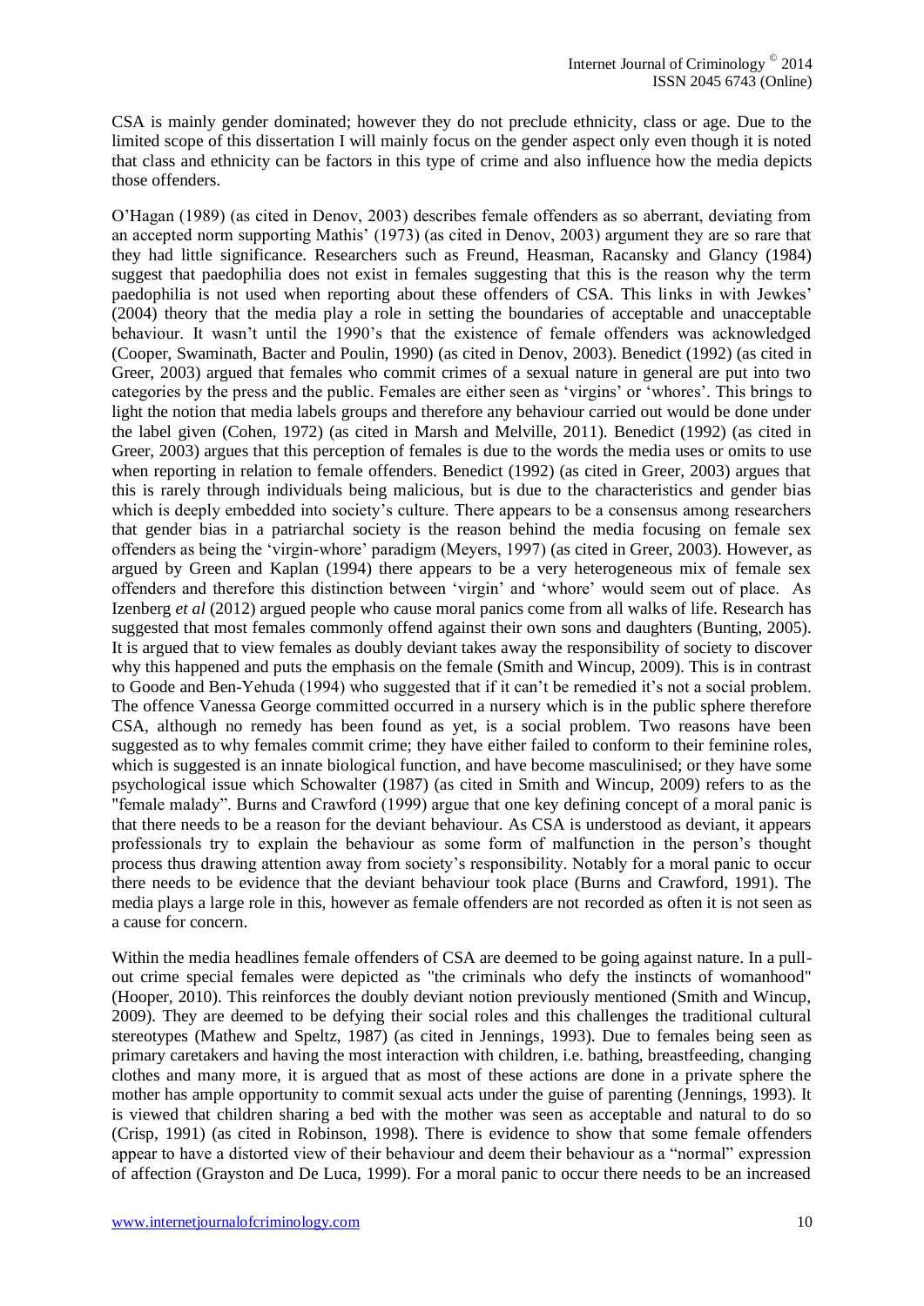CSA is mainly gender dominated; however they do not preclude ethnicity, class or age. Due to the limited scope of this dissertation I will mainly focus on the gender aspect only even though it is noted that class and ethnicity can be factors in this type of crime and also influence how the media depicts those offenders.

O'Hagan (1989) (as cited in Denov, 2003) describes female offenders as so aberrant, deviating from an accepted norm supporting Mathis' (1973) (as cited in Denov, 2003) argument they are so rare that they had little significance. Researchers such as Freund, Heasman, Racansky and Glancy (1984) suggest that paedophilia does not exist in females suggesting that this is the reason why the term paedophilia is not used when reporting about these offenders of CSA. This links in with Jewkes' (2004) theory that the media play a role in setting the boundaries of acceptable and unacceptable behaviour. It wasn't until the 1990's that the existence of female offenders was acknowledged (Cooper, Swaminath, Bacter and Poulin, 1990) (as cited in Denov, 2003). Benedict (1992) (as cited in Greer, 2003) argued that females who commit crimes of a sexual nature in general are put into two categories by the press and the public. Females are either seen as 'virgins' or 'whores'. This brings to light the notion that media labels groups and therefore any behaviour carried out would be done under the label given (Cohen, 1972) (as cited in Marsh and Melville, 2011). Benedict (1992) (as cited in Greer, 2003) argues that this perception of females is due to the words the media uses or omits to use when reporting in relation to female offenders. Benedict (1992) (as cited in Greer, 2003) argues that this is rarely through individuals being malicious, but is due to the characteristics and gender bias which is deeply embedded into society's culture. There appears to be a consensus among researchers that gender bias in a patriarchal society is the reason behind the media focusing on female sex offenders as being the 'virgin-whore' paradigm (Meyers, 1997) (as cited in Greer, 2003). However, as argued by Green and Kaplan (1994) there appears to be a very heterogeneous mix of female sex offenders and therefore this distinction between 'virgin' and 'whore' would seem out of place. As Izenberg *et al* (2012) argued people who cause moral panics come from all walks of life. Research has suggested that most females commonly offend against their own sons and daughters (Bunting, 2005). It is argued that to view females as doubly deviant takes away the responsibility of society to discover why this happened and puts the emphasis on the female (Smith and Wincup, 2009). This is in contrast to Goode and Ben-Yehuda (1994) who suggested that if it can't be remedied it's not a social problem. The offence Vanessa George committed occurred in a nursery which is in the public sphere therefore CSA, although no remedy has been found as yet, is a social problem. Two reasons have been suggested as to why females commit crime; they have either failed to conform to their feminine roles, which is suggested is an innate biological function, and have become masculinised; or they have some psychological issue which Schowalter (1987) (as cited in Smith and Wincup, 2009) refers to as the "female malady". Burns and Crawford (1999) argue that one key defining concept of a moral panic is that there needs to be a reason for the deviant behaviour. As CSA is understood as deviant, it appears professionals try to explain the behaviour as some form of malfunction in the person's thought process thus drawing attention away from society's responsibility. Notably for a moral panic to occur there needs to be evidence that the deviant behaviour took place (Burns and Crawford, 1991). The media plays a large role in this, however as female offenders are not recorded as often it is not seen as a cause for concern.

Within the media headlines female offenders of CSA are deemed to be going against nature. In a pull-out crime special females were depicted as "the criminals who defy the instincts of womanhood" (Hooper, 2010). This reinforces the doubly deviant notion previously mentioned (Smith and Wincup, 2009). They are deemed to be defying their social roles and this challenges the traditional cultural stereotypes (Mathew and Speltz, 1987) (as cited in Jennings, 1993). Due to females being seen as primary caretakers and having the most interaction with children, i.e. bathing, breastfeeding, changing clothes and many more, it is argued that as most of these actions are done in a private sphere the mother has ample opportunity to commit sexual acts under the guise of parenting (Jennings, 1993). It is viewed that children sharing a bed with the mother was seen as acceptable and natural to do so (Crisp, 1991) (as cited in Robinson, 1998). There is evidence to show that some female offenders appear to have a distorted view of their behaviour and deem their behaviour as a "normal" expression of affection (Grayston and De Luca, 1999). For a moral panic to occur there needs to be an increased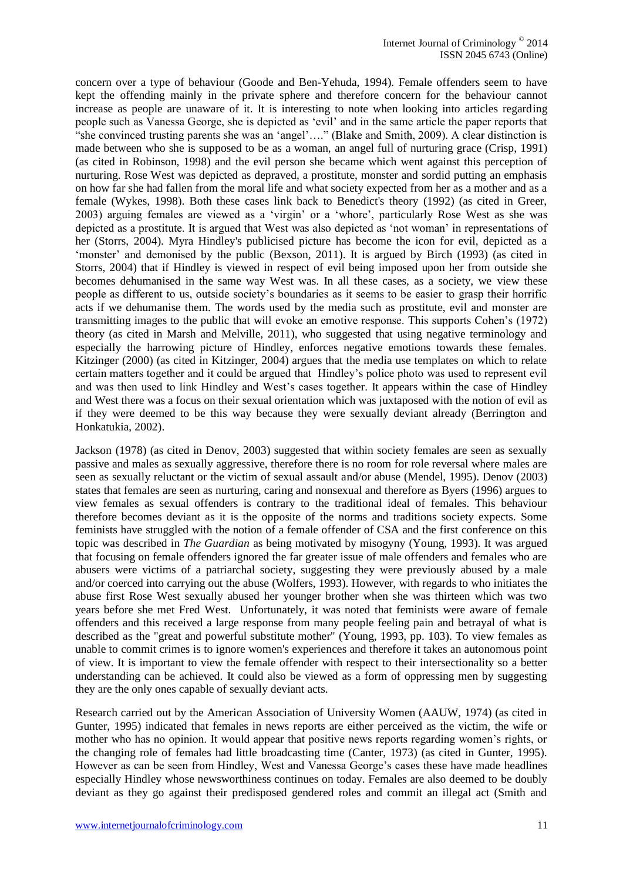concern over a type of behaviour (Goode and Ben-Yehuda, 1994). Female offenders seem to have kept the offending mainly in the private sphere and therefore concern for the behaviour cannot increase as people are unaware of it. It is interesting to note when looking into articles regarding people such as Vanessa George, she is depicted as 'evil' and in the same article the paper reports that "she convinced trusting parents she was an 'angel'…." (Blake and Smith, 2009). A clear distinction is made between who she is supposed to be as a woman, an angel full of nurturing grace (Crisp, 1991) (as cited in Robinson, 1998) and the evil person she became which went against this perception of nurturing. Rose West was depicted as depraved, a prostitute, monster and sordid putting an emphasis on how far she had fallen from the moral life and what society expected from her as a mother and as a female (Wykes, 1998). Both these cases link back to Benedict's theory (1992) (as cited in Greer, 2003) arguing females are viewed as a 'virgin' or a 'whore', particularly Rose West as she was depicted as a prostitute. It is argued that West was also depicted as 'not woman' in representations of her (Storrs, 2004). Myra Hindley's publicised picture has become the icon for evil, depicted as a 'monster' and demonised by the public (Bexson, 2011). It is argued by Birch (1993) (as cited in Storrs, 2004) that if Hindley is viewed in respect of evil being imposed upon her from outside she becomes dehumanised in the same way West was. In all these cases, as a society, we view these people as different to us, outside society's boundaries as it seems to be easier to grasp their horrific acts if we dehumanise them. The words used by the media such as prostitute, evil and monster are transmitting images to the public that will evoke an emotive response. This supports Cohen's (1972) theory (as cited in Marsh and Melville, 2011), who suggested that using negative terminology and especially the harrowing picture of Hindley, enforces negative emotions towards these females. Kitzinger (2000) (as cited in Kitzinger, 2004) argues that the media use templates on which to relate certain matters together and it could be argued that Hindley's police photo was used to represent evil and was then used to link Hindley and West's cases together. It appears within the case of Hindley and West there was a focus on their sexual orientation which was juxtaposed with the notion of evil as if they were deemed to be this way because they were sexually deviant already (Berrington and Honkatukia, 2002).

Jackson (1978) (as cited in Denov, 2003) suggested that within society females are seen as sexually passive and males as sexually aggressive, therefore there is no room for role reversal where males are seen as sexually reluctant or the victim of sexual assault and/or abuse (Mendel, 1995). Denov (2003) states that females are seen as nurturing, caring and nonsexual and therefore as Byers (1996) argues to view females as sexual offenders is contrary to the traditional ideal of females. This behaviour therefore becomes deviant as it is the opposite of the norms and traditions society expects. Some feminists have struggled with the notion of a female offender of CSA and the first conference on this topic was described in *The Guardian* as being motivated by misogyny (Young, 1993). It was argued that focusing on female offenders ignored the far greater issue of male offenders and females who are abusers were victims of a patriarchal society, suggesting they were previously abused by a male and/or coerced into carrying out the abuse (Wolfers, 1993). However, with regards to who initiates the abuse first Rose West sexually abused her younger brother when she was thirteen which was two years before she met Fred West. Unfortunately, it was noted that feminists were aware of female offenders and this received a large response from many people feeling pain and betrayal of what is described as the "great and powerful substitute mother" (Young, 1993, pp. 103). To view females as unable to commit crimes is to ignore women's experiences and therefore it takes an autonomous point of view. It is important to view the female offender with respect to their intersectionality so a better understanding can be achieved. It could also be viewed as a form of oppressing men by suggesting they are the only ones capable of sexually deviant acts.

Research carried out by the American Association of University Women (AAUW, 1974) (as cited in Gunter, 1995) indicated that females in news reports are either perceived as the victim, the wife or mother who has no opinion. It would appear that positive news reports regarding women's rights, or the changing role of females had little broadcasting time (Canter, 1973) (as cited in Gunter, 1995). However as can be seen from Hindley, West and Vanessa George's cases these have made headlines especially Hindley whose newsworthiness continues on today. Females are also deemed to be doubly deviant as they go against their predisposed gendered roles and commit an illegal act (Smith and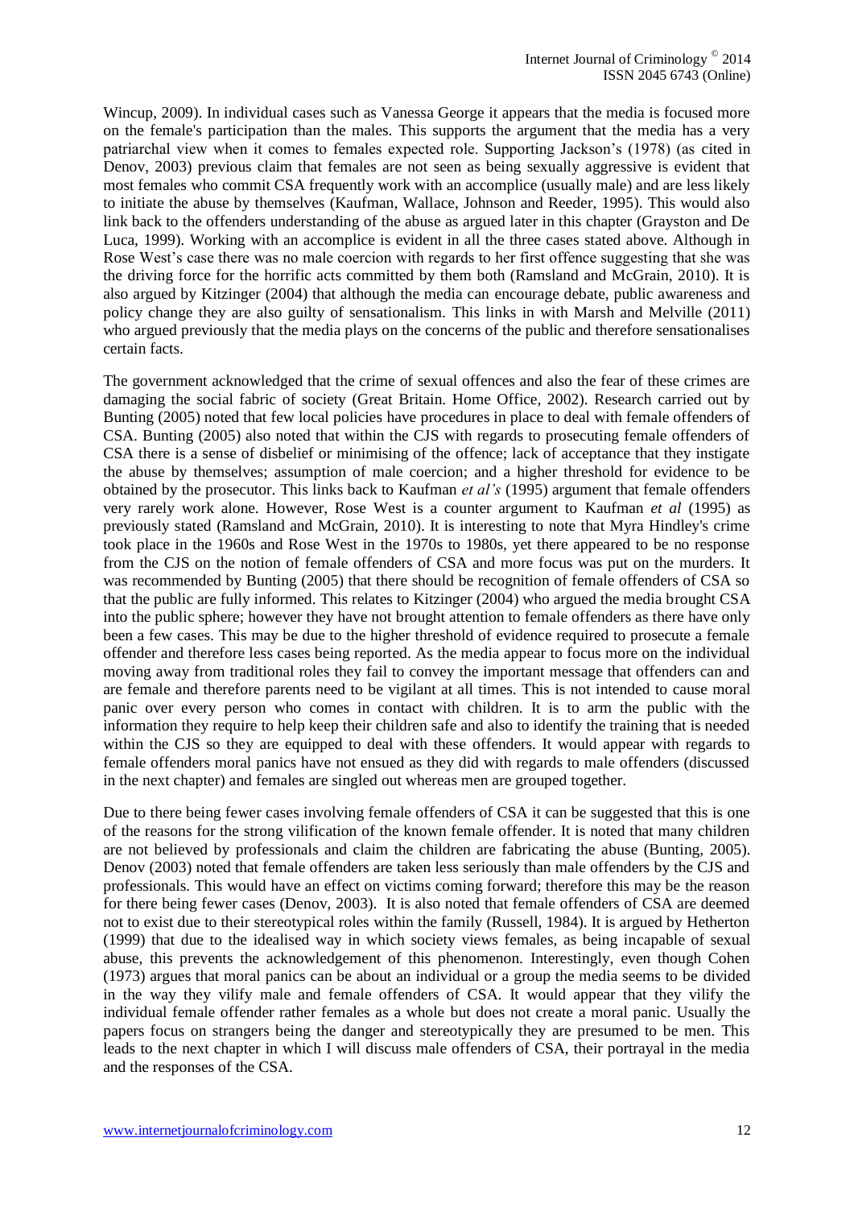Wincup, 2009). In individual cases such as Vanessa George it appears that the media is focused more on the female's participation than the males. This supports the argument that the media has a very patriarchal view when it comes to females expected role. Supporting Jackson's (1978) (as cited in Denov, 2003) previous claim that females are not seen as being sexually aggressive is evident that most females who commit CSA frequently work with an accomplice (usually male) and are less likely to initiate the abuse by themselves (Kaufman, Wallace, Johnson and Reeder, 1995). This would also link back to the offenders understanding of the abuse as argued later in this chapter (Grayston and De Luca, 1999). Working with an accomplice is evident in all the three cases stated above. Although in Rose West's case there was no male coercion with regards to her first offence suggesting that she was the driving force for the horrific acts committed by them both (Ramsland and McGrain, 2010). It is also argued by Kitzinger (2004) that although the media can encourage debate, public awareness and policy change they are also guilty of sensationalism. This links in with Marsh and Melville (2011) who argued previously that the media plays on the concerns of the public and therefore sensationalises certain facts.

The government acknowledged that the crime of sexual offences and also the fear of these crimes are damaging the social fabric of society (Great Britain. Home Office, 2002). Research carried out by Bunting (2005) noted that few local policies have procedures in place to deal with female offenders of CSA. Bunting (2005) also noted that within the CJS with regards to prosecuting female offenders of CSA there is a sense of disbelief or minimising of the offence; lack of acceptance that they instigate the abuse by themselves; assumption of male coercion; and a higher threshold for evidence to be obtained by the prosecutor. This links back to Kaufman *et al's* (1995) argument that female offenders very rarely work alone. However, Rose West is a counter argument to Kaufman *et al* (1995) as previously stated (Ramsland and McGrain, 2010). It is interesting to note that Myra Hindley's crime took place in the 1960s and Rose West in the 1970s to 1980s, yet there appeared to be no response from the CJS on the notion of female offenders of CSA and more focus was put on the murders. It was recommended by Bunting (2005) that there should be recognition of female offenders of CSA so that the public are fully informed. This relates to Kitzinger (2004) who argued the media brought CSA into the public sphere; however they have not brought attention to female offenders as there have only been a few cases. This may be due to the higher threshold of evidence required to prosecute a female offender and therefore less cases being reported. As the media appear to focus more on the individual moving away from traditional roles they fail to convey the important message that offenders can and are female and therefore parents need to be vigilant at all times. This is not intended to cause moral panic over every person who comes in contact with children. It is to arm the public with the information they require to help keep their children safe and also to identify the training that is needed within the CJS so they are equipped to deal with these offenders. It would appear with regards to female offenders moral panics have not ensued as they did with regards to male offenders (discussed in the next chapter) and females are singled out whereas men are grouped together.

Due to there being fewer cases involving female offenders of CSA it can be suggested that this is one of the reasons for the strong vilification of the known female offender. It is noted that many children are not believed by professionals and claim the children are fabricating the abuse (Bunting, 2005). Denov (2003) noted that female offenders are taken less seriously than male offenders by the CJS and professionals. This would have an effect on victims coming forward; therefore this may be the reason for there being fewer cases (Denov, 2003). It is also noted that female offenders of CSA are deemed not to exist due to their stereotypical roles within the family (Russell, 1984). It is argued by Hetherton (1999) that due to the idealised way in which society views females, as being incapable of sexual abuse, this prevents the acknowledgement of this phenomenon. Interestingly, even though Cohen (1973) argues that moral panics can be about an individual or a group the media seems to be divided in the way they vilify male and female offenders of CSA. It would appear that they vilify the individual female offender rather females as a whole but does not create a moral panic. Usually the papers focus on strangers being the danger and stereotypically they are presumed to be men. This leads to the next chapter in which I will discuss male offenders of CSA, their portrayal in the media and the responses of the CSA.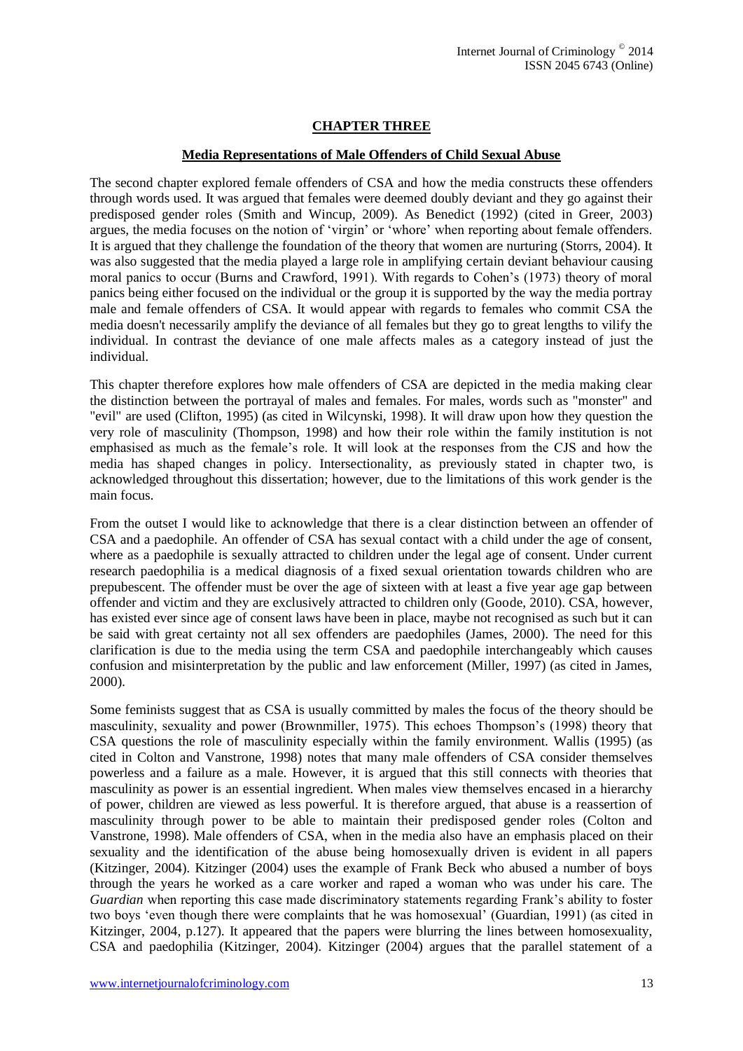## CHAPTER THREE

### Media Representations of Male Offenders of Child Sexual Abuse

The second chapter explored female offenders of CSA and how the media constructs these offenders through words used. It was argued that females were deemed doubly deviant and they go against their predisposed gender roles (Smith and Wincup, 2009). As Benedict (1992) (cited in Greer, 2003) argues, the media focuses on the notion of 'virgin' or 'whore' when reporting about female offenders. It is argued that they challenge the foundation of the theory that women are nurturing (Storrs, 2004). It was also suggested that the media played a large role in amplifying certain deviant behaviour causing moral panics to occur (Burns and Crawford, 1991). With regards to Cohen's (1973) theory of moral panics being either focused on the individual or the group it is supported by the way the media portray male and female offenders of CSA. It would appear with regards to females who commit CSA the media doesn't necessarily amplify the deviance of all females but they go to great lengths to vilify the individual. In contrast the deviance of one male affects males as a category instead of just the individual.

This chapter therefore explores how male offenders of CSA are depicted in the media making clear the distinction between the portrayal of males and females. For males, words such as "monster" and "evil" are used (Clifton, 1995) (as cited in Wilcynski, 1998). It will draw upon how they question the very role of masculinity (Thompson, 1998) and how their role within the family institution is not emphasised as much as the female's role. It will look at the responses from the CJS and how the media has shaped changes in policy. Intersectionality, as previously stated in chapter two, is acknowledged throughout this dissertation; however, due to the limitations of this work gender is the main focus.

From the outset I would like to acknowledge that there is a clear distinction between an offender of CSA and a paedophile. An offender of CSA has sexual contact with a child under the age of consent, where as a paedophile is sexually attracted to children under the legal age of consent. Under current research paedophilia is a medical diagnosis of a fixed sexual orientation towards children who are prepubescent. The offender must be over the age of sixteen with at least a five year age gap between offender and victim and they are exclusively attracted to children only (Goode, 2010). CSA, however, has existed ever since age of consent laws have been in place, maybe not recognised as such but it can be said with great certainty not all sex offenders are paedophiles (James, 2000). The need for this clarification is due to the media using the term CSA and paedophile interchangeably which causes confusion and misinterpretation by the public and law enforcement (Miller, 1997) (as cited in James, 2000).

Some feminists suggest that as CSA is usually committed by males the focus of the theory should be masculinity, sexuality and power (Brownmiller, 1975). This echoes Thompson's (1998) theory that CSA questions the role of masculinity especially within the family environment. Wallis (1995) (as cited in Colton and Vanstrone, 1998) notes that many male offenders of CSA consider themselves powerless and a failure as a male. However, it is argued that this still connects with theories that masculinity as power is an essential ingredient. When males view themselves encased in a hierarchy of power, children are viewed as less powerful. It is therefore argued, that abuse is a reassertion of masculinity through power to be able to maintain their predisposed gender roles (Colton and Vanstrone, 1998). Male offenders of CSA, when in the media also have an emphasis placed on their sexuality and the identification of the abuse being homosexually driven is evident in all papers (Kitzinger, 2004). Kitzinger (2004) uses the example of Frank Beck who abused a number of boys through the years he worked as a care worker and raped a woman who was under his care. The *Guardian* when reporting this case made discriminatory statements regarding Frank's ability to foster two boys 'even though there were complaints that he was homosexual' (Guardian, 1991) (as cited in Kitzinger, 2004, p.127). It appeared that the papers were blurring the lines between homosexuality, CSA and paedophilia (Kitzinger, 2004). Kitzinger (2004) argues that the parallel statement of a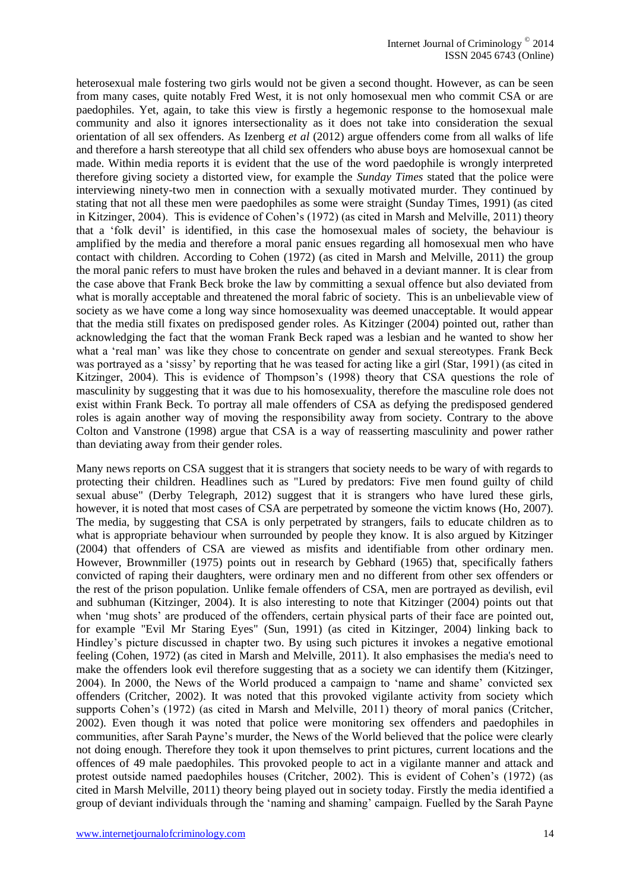heterosexual male fostering two girls would not be given a second thought. However, as can be seen from many cases, quite notably Fred West, it is not only homosexual men who commit CSA or are paedophiles. Yet, again, to take this view is firstly a hegemonic response to the homosexual male community and also it ignores intersectionality as it does not take into consideration the sexual orientation of all sex offenders. As Izenberg *et al* (2012) argue offenders come from all walks of life and therefore a harsh stereotype that all child sex offenders who abuse boys are homosexual cannot be made. Within media reports it is evident that the use of the word paedophile is wrongly interpreted therefore giving society a distorted view, for example the *Sunday Times* stated that the police were interviewing ninety-two men in connection with a sexually motivated murder. They continued by stating that not all these men were paedophiles as some were straight (Sunday Times, 1991) (as cited in Kitzinger, 2004). This is evidence of Cohen's (1972) (as cited in Marsh and Melville, 2011) theory that a 'folk devil' is identified, in this case the homosexual males of society, the behaviour is amplified by the media and therefore a moral panic ensues regarding all homosexual men who have contact with children. According to Cohen (1972) (as cited in Marsh and Melville, 2011) the group the moral panic refers to must have broken the rules and behaved in a deviant manner. It is clear from the case above that Frank Beck broke the law by committing a sexual offence but also deviated from what is morally acceptable and threatened the moral fabric of society. This is an unbelievable view of society as we have come a long way since homosexuality was deemed unacceptable. It would appear that the media still fixates on predisposed gender roles. As Kitzinger (2004) pointed out, rather than acknowledging the fact that the woman Frank Beck raped was a lesbian and he wanted to show her what a 'real man' was like they chose to concentrate on gender and sexual stereotypes. Frank Beck was portrayed as a 'sissy' by reporting that he was teased for acting like a girl (Star, 1991) (as cited in Kitzinger, 2004). This is evidence of Thompson's (1998) theory that CSA questions the role of masculinity by suggesting that it was due to his homosexuality, therefore the masculine role does not exist within Frank Beck. To portray all male offenders of CSA as defying the predisposed gendered roles is again another way of moving the responsibility away from society. Contrary to the above Colton and Vanstrone (1998) argue that CSA is a way of reasserting masculinity and power rather than deviating away from their gender roles.

Many news reports on CSA suggest that it is strangers that society needs to be wary of with regards to protecting their children. Headlines such as "Lured by predators: Five men found guilty of child sexual abuse" (Derby Telegraph, 2012) suggest that it is strangers who have lured these girls, however, it is noted that most cases of CSA are perpetrated by someone the victim knows (Ho, 2007). The media, by suggesting that CSA is only perpetrated by strangers, fails to educate children as to what is appropriate behaviour when surrounded by people they know. It is also argued by Kitzinger (2004) that offenders of CSA are viewed as misfits and identifiable from other ordinary men. However, Brownmiller (1975) points out in research by Gebhard (1965) that, specifically fathers convicted of raping their daughters, were ordinary men and no different from other sex offenders or the rest of the prison population. Unlike female offenders of CSA, men are portrayed as devilish, evil and subhuman (Kitzinger, 2004). It is also interesting to note that Kitzinger (2004) points out that when 'mug shots' are produced of the offenders, certain physical parts of their face are pointed out, for example "Evil Mr Staring Eyes" (Sun, 1991) (as cited in Kitzinger, 2004) linking back to Hindley's picture discussed in chapter two. By using such pictures it invokes a negative emotional feeling (Cohen, 1972) (as cited in Marsh and Melville, 2011). It also emphasises the media's need to make the offenders look evil therefore suggesting that as a society we can identify them (Kitzinger, 2004). In 2000, the News of the World produced a campaign to 'name and shame' convicted sex offenders (Critcher, 2002). It was noted that this provoked vigilante activity from society which supports Cohen's (1972) (as cited in Marsh and Melville, 2011) theory of moral panics (Critcher, 2002). Even though it was noted that police were monitoring sex offenders and paedophiles in communities, after Sarah Payne's murder, the News of the World believed that the police were clearly not doing enough. Therefore they took it upon themselves to print pictures, current locations and the offences of 49 male paedophiles. This provoked people to act in a vigilante manner and attack and protest outside named paedophiles houses (Critcher, 2002). This is evident of Cohen's (1972) (as cited in Marsh Melville, 2011) theory being played out in society today. Firstly the media identified a group of deviant individuals through the 'naming and shaming' campaign. Fuelled by the Sarah Payne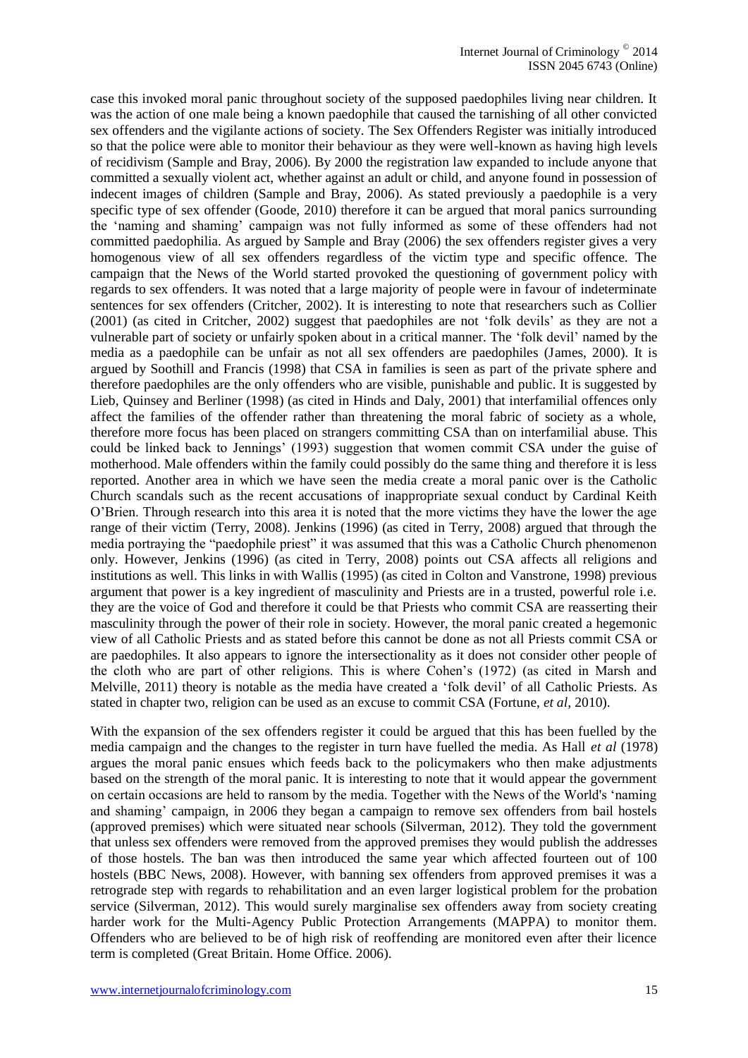case this invoked moral panic throughout society of the supposed paedophiles living near children. It was the action of one male being a known paedophile that caused the tarnishing of all other convicted sex offenders and the vigilante actions of society. The Sex Offenders Register was initially introduced so that the police were able to monitor their behaviour as they were well-known as having high levels of recidivism (Sample and Bray, 2006). By 2000 the registration law expanded to include anyone that committed a sexually violent act, whether against an adult or child, and anyone found in possession of indecent images of children (Sample and Bray, 2006). As stated previously a paedophile is a very specific type of sex offender (Goode, 2010) therefore it can be argued that moral panics surrounding the 'naming and shaming' campaign was not fully informed as some of these offenders had not committed paedophilia. As argued by Sample and Bray (2006) the sex offenders register gives a very homogenous view of all sex offenders regardless of the victim type and specific offence. The campaign that the News of the World started provoked the questioning of government policy with regards to sex offenders. It was noted that a large majority of people were in favour of indeterminate sentences for sex offenders (Critcher, 2002). It is interesting to note that researchers such as Collier (2001) (as cited in Critcher, 2002) suggest that paedophiles are not 'folk devils' as they are not a vulnerable part of society or unfairly spoken about in a critical manner. The 'folk devil' named by the media as a paedophile can be unfair as not all sex offenders are paedophiles (James, 2000). It is argued by Soothill and Francis (1998) that CSA in families is seen as part of the private sphere and therefore paedophiles are the only offenders who are visible, punishable and public. It is suggested by Lieb, Quinsey and Berliner (1998) (as cited in Hinds and Daly, 2001) that interfamilial offences only affect the families of the offender rather than threatening the moral fabric of society as a whole, therefore more focus has been placed on strangers committing CSA than on interfamilial abuse. This could be linked back to Jennings' (1993) suggestion that women commit CSA under the guise of motherhood. Male offenders within the family could possibly do the same thing and therefore it is less reported. Another area in which we have seen the media create a moral panic over is the Catholic Church scandals such as the recent accusations of inappropriate sexual conduct by Cardinal Keith O'Brien. Through research into this area it is noted that the more victims they have the lower the age range of their victim (Terry, 2008). Jenkins (1996) (as cited in Terry, 2008) argued that through the media portraying the "paedophile priest" it was assumed that this was a Catholic Church phenomenon only. However, Jenkins (1996) (as cited in Terry, 2008) points out CSA affects all religions and institutions as well. This links in with Wallis (1995) (as cited in Colton and Vanstrone, 1998) previous argument that power is a key ingredient of masculinity and Priests are in a trusted, powerful role i.e. they are the voice of God and therefore it could be that Priests who commit CSA are reasserting their masculinity through the power of their role in society. However, the moral panic created a hegemonic view of all Catholic Priests and as stated before this cannot be done as not all Priests commit CSA or are paedophiles. It also appears to ignore the intersectionality as it does not consider other people of the cloth who are part of other religions. This is where Cohen's (1972) (as cited in Marsh and Melville, 2011) theory is notable as the media have created a 'folk devil' of all Catholic Priests. As stated in chapter two, religion can be used as an excuse to commit CSA (Fortune, *et al*, 2010).

With the expansion of the sex offenders register it could be argued that this has been fuelled by the media campaign and the changes to the register in turn have fuelled the media. As Hall *et al* (1978) argues the moral panic ensues which feeds back to the policymakers who then make adjustments based on the strength of the moral panic. It is interesting to note that it would appear the government on certain occasions are held to ransom by the media. Together with the News of the World's 'naming and shaming' campaign, in 2006 they began a campaign to remove sex offenders from bail hostels (approved premises) which were situated near schools (Silverman, 2012). They told the government that unless sex offenders were removed from the approved premises they would publish the addresses of those hostels. The ban was then introduced the same year which affected fourteen out of 100 hostels (BBC News, 2008). However, with banning sex offenders from approved premises it was a retrograde step with regards to rehabilitation and an even larger logistical problem for the probation service (Silverman, 2012). This would surely marginalise sex offenders away from society creating harder work for the Multi-Agency Public Protection Arrangements (MAPPA) to monitor them. Offenders who are believed to be of high risk of reoffending are monitored even after their licence term is completed (Great Britain. Home Office. 2006).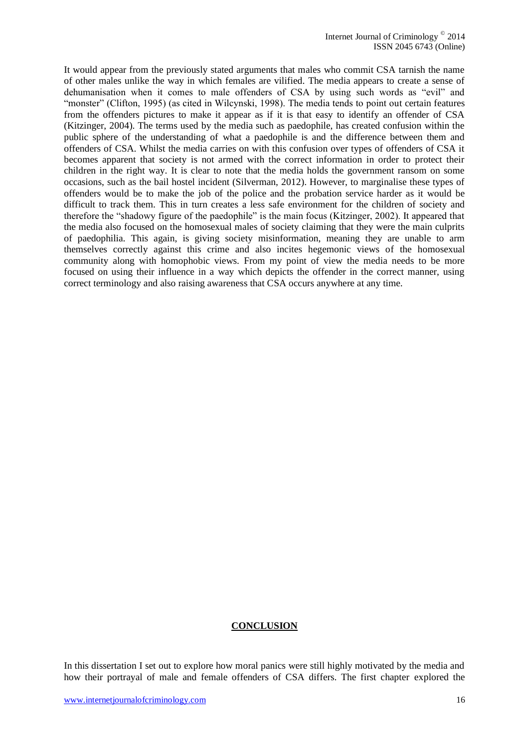It would appear from the previously stated arguments that males who commit CSA tarnish the name of other males unlike the way in which females are vilified. The media appears to create a sense of dehumanisation when it comes to male offenders of CSA by using such words as "evil" and "monster" (Clifton, 1995) (as cited in Wilcynski, 1998). The media tends to point out certain features from the offenders pictures to make it appear as if it is that easy to identify an offender of CSA (Kitzinger, 2004). The terms used by the media such as paedophile, has created confusion within the public sphere of the understanding of what a paedophile is and the difference between them and offenders of CSA. Whilst the media carries on with this confusion over types of offenders of CSA it becomes apparent that society is not armed with the correct information in order to protect their children in the right way. It is clear to note that the media holds the government ransom on some occasions, such as the bail hostel incident (Silverman, 2012). However, to marginalise these types of offenders would be to make the job of the police and the probation service harder as it would be difficult to track them. This in turn creates a less safe environment for the children of society and therefore the "shadowy figure of the paedophile" is the main focus (Kitzinger, 2002). It appeared that the media also focused on the homosexual males of society claiming that they were the main culprits of paedophilia. This again, is giving society misinformation, meaning they are unable to arm themselves correctly against this crime and also incites hegemonic views of the homosexual community along with homophobic views. From my point of view the media needs to be more focused on using their influence in a way which depicts the offender in the correct manner, using correct terminology and also raising awareness that CSA occurs anywhere at any time.

## CONCLUSION

In this dissertation I set out to explore how moral panics were still highly motivated by the media and how their portrayal of male and female offenders of CSA differs. The first chapter explored the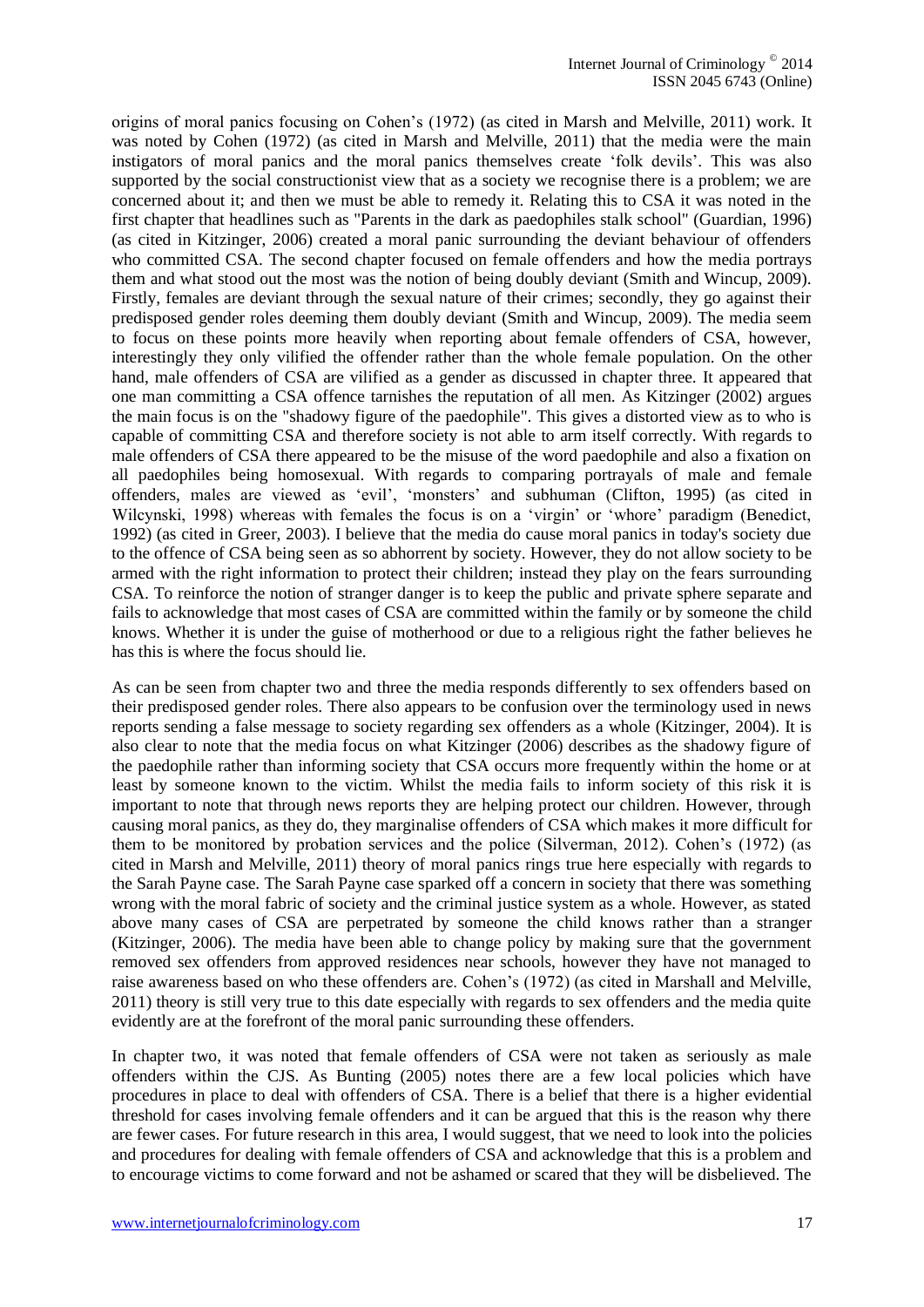origins of moral panics focusing on Cohen's (1972) (as cited in Marsh and Melville, 2011) work. It was noted by Cohen (1972) (as cited in Marsh and Melville, 2011) that the media were the main instigators of moral panics and the moral panics themselves create 'folk devils'. This was also supported by the social constructionist view that as a society we recognise there is a problem; we are concerned about it; and then we must be able to remedy it. Relating this to CSA it was noted in the first chapter that headlines such as "Parents in the dark as paedophiles stalk school" (Guardian, 1996) (as cited in Kitzinger, 2006) created a moral panic surrounding the deviant behaviour of offenders who committed CSA. The second chapter focused on female offenders and how the media portrays them and what stood out the most was the notion of being doubly deviant (Smith and Wincup, 2009). Firstly, females are deviant through the sexual nature of their crimes; secondly, they go against their predisposed gender roles deeming them doubly deviant (Smith and Wincup, 2009). The media seem to focus on these points more heavily when reporting about female offenders of CSA, however, interestingly they only vilified the offender rather than the whole female population. On the other hand, male offenders of CSA are vilified as a gender as discussed in chapter three. It appeared that one man committing a CSA offence tarnishes the reputation of all men. As Kitzinger (2002) argues the main focus is on the "shadowy figure of the paedophile". This gives a distorted view as to who is capable of committing CSA and therefore society is not able to arm itself correctly. With regards to male offenders of CSA there appeared to be the misuse of the word paedophile and also a fixation on all paedophiles being homosexual. With regards to comparing portrayals of male and female offenders, males are viewed as 'evil', 'monsters' and subhuman (Clifton, 1995) (as cited in Wilcynski, 1998) whereas with females the focus is on a 'virgin' or 'whore' paradigm (Benedict, 1992) (as cited in Greer, 2003). I believe that the media do cause moral panics in today's society due to the offence of CSA being seen as so abhorrent by society. However, they do not allow society to be armed with the right information to protect their children; instead they play on the fears surrounding CSA. To reinforce the notion of stranger danger is to keep the public and private sphere separate and fails to acknowledge that most cases of CSA are committed within the family or by someone the child knows. Whether it is under the guise of motherhood or due to a religious right the father believes he has this is where the focus should lie.

As can be seen from chapter two and three the media responds differently to sex offenders based on their predisposed gender roles. There also appears to be confusion over the terminology used in news reports sending a false message to society regarding sex offenders as a whole (Kitzinger, 2004). It is also clear to note that the media focus on what Kitzinger (2006) describes as the shadowy figure of the paedophile rather than informing society that CSA occurs more frequently within the home or at least by someone known to the victim. Whilst the media fails to inform society of this risk it is important to note that through news reports they are helping protect our children. However, through causing moral panics, as they do, they marginalise offenders of CSA which makes it more difficult for them to be monitored by probation services and the police (Silverman, 2012). Cohen's (1972) (as cited in Marsh and Melville, 2011) theory of moral panics rings true here especially with regards to the Sarah Payne case. The Sarah Payne case sparked off a concern in society that there was something wrong with the moral fabric of society and the criminal justice system as a whole. However, as stated above many cases of CSA are perpetrated by someone the child knows rather than a stranger (Kitzinger, 2006). The media have been able to change policy by making sure that the government removed sex offenders from approved residences near schools, however they have not managed to raise awareness based on who these offenders are. Cohen's (1972) (as cited in Marshall and Melville, 2011) theory is still very true to this date especially with regards to sex offenders and the media quite evidently are at the forefront of the moral panic surrounding these offenders.

In chapter two, it was noted that female offenders of CSA were not taken as seriously as male offenders within the CJS. As Bunting (2005) notes there are a few local policies which have procedures in place to deal with offenders of CSA. There is a belief that there is a higher evidential threshold for cases involving female offenders and it can be argued that this is the reason why there are fewer cases. For future research in this area, I would suggest, that we need to look into the policies and procedures for dealing with female offenders of CSA and acknowledge that this is a problem and to encourage victims to come forward and not be ashamed or scared that they will be disbelieved. The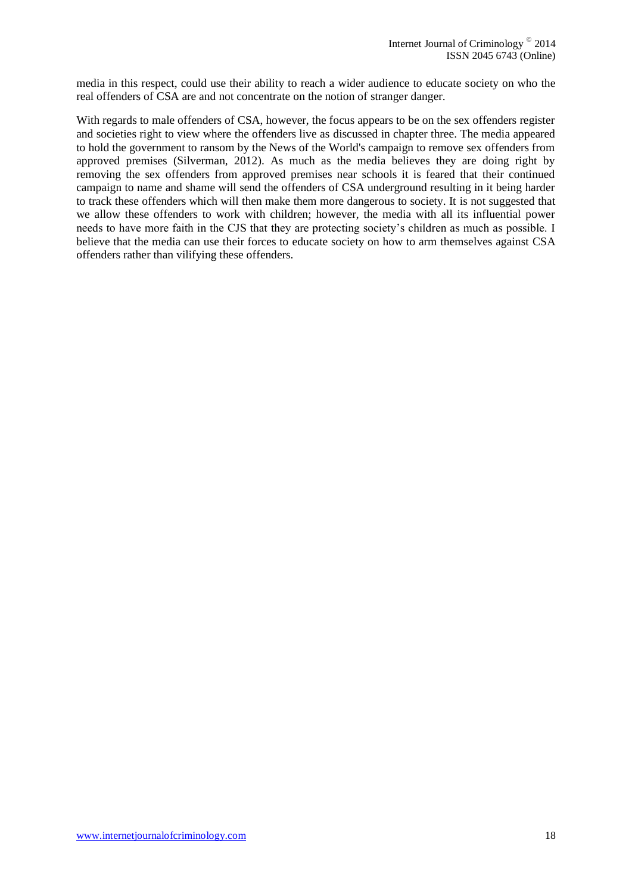media in this respect, could use their ability to reach a wider audience to educate society on who the real offenders of CSA are and not concentrate on the notion of stranger danger.

With regards to male offenders of CSA, however, the focus appears to be on the sex offenders register and societies right to view where the offenders live as discussed in chapter three. The media appeared to hold the government to ransom by the News of the World's campaign to remove sex offenders from approved premises (Silverman, 2012). As much as the media believes they are doing right by removing the sex offenders from approved premises near schools it is feared that their continued campaign to name and shame will send the offenders of CSA underground resulting in it being harder to track these offenders which will then make them more dangerous to society. It is not suggested that we allow these offenders to work with children; however, the media with all its influential power needs to have more faith in the CJS that they are protecting society's children as much as possible. I believe that the media can use their forces to educate society on how to arm themselves against CSA offenders rather than vilifying these offenders.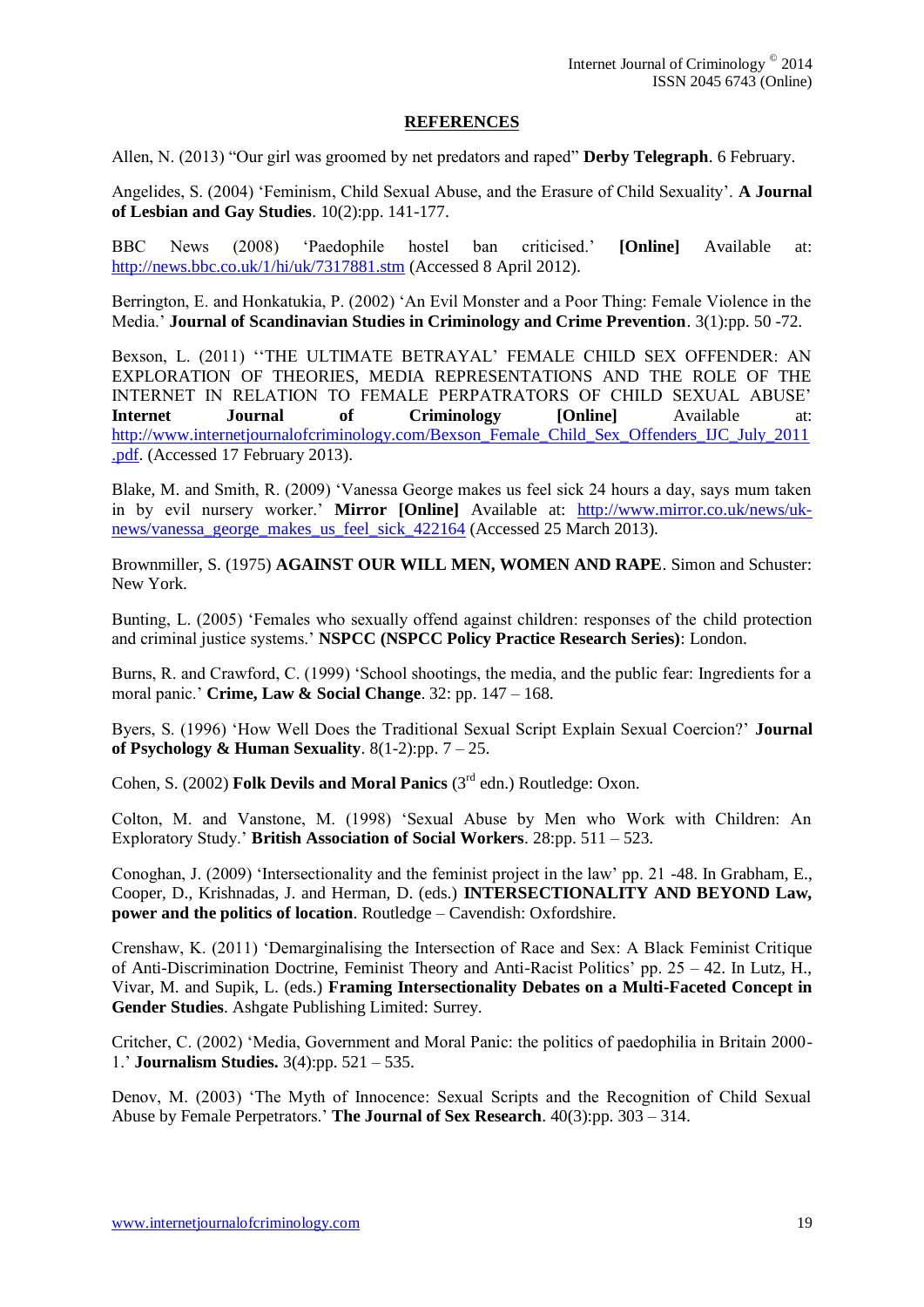**REFERENCES**

Allen, N. (2013) "Our girl was groomed by net predators and raped" **Derby Telegraph**. 6 February.

Angelides, S. (2004) 'Feminism, Child Sexual Abuse, and the Erasure of Child Sexuality'. **A Journal of Lesbian and Gay Studies**. 10(2):pp. 141-177.

BBC News (2008) 'Paedophile hostel ban criticised.' **[Online]** Available at: http://news.bbc.co.uk/1/hi/uk/7317881.stm (Accessed 8 April 2012).

Berrington, E. and Honkatukia, P. (2002) 'An Evil Monster and a Poor Thing: Female Violence in the Media.' **Journal of Scandinavian Studies in Criminology and Crime Prevention**. 3(1):pp. 50 -72.

Bexson, L. (2011) ''THE ULTIMATE BETRAYAL' FEMALE CHILD SEX OFFENDER: AN EXPLORATION OF THEORIES, MEDIA REPRESENTATIONS AND THE ROLE OF THE INTERNET IN RELATION TO FEMALE PERPATRATORS OF CHILD SEXUAL ABUSE' **Internet Journal of Criminology [Online]** Available at: http://www.internetjournalofcriminology.com/Bexson_Female_Child_Sex_Offenders_IJC_July_2011.pdf. (Accessed 17 February 2013).

Blake, M. and Smith, R. (2009) 'Vanessa George makes us feel sick 24 hours a day, says mum taken in by evil nursery worker.' **Mirror [Online]** Available at: http://www.mirror.co.uk/news/uk-news/vanessa_george_makes_us_feel_sick_422164 (Accessed 25 March 2013).

Brownmiller, S. (1975) **AGAINST OUR WILL MEN, WOMEN AND RAPE**. Simon and Schuster: New York.

Bunting, L. (2005) 'Females who sexually offend against children: responses of the child protection and criminal justice systems.' **NSPCC (NSPCC Policy Practice Research Series)**: London.

Burns, R. and Crawford, C. (1999) 'School shootings, the media, and the public fear: Ingredients for a moral panic.' **Crime, Law & Social Change**. 32: pp. 147 – 168.

Byers, S. (1996) 'How Well Does the Traditional Sexual Script Explain Sexual Coercion?' **Journal of Psychology & Human Sexuality**. 8(1-2):pp. 7 – 25.

Cohen, S. (2002) **Folk Devils and Moral Panics** (3rd edn.) Routledge: Oxon.

Colton, M. and Vanstone, M. (1998) 'Sexual Abuse by Men who Work with Children: An Exploratory Study.' **British Association of Social Workers**. 28:pp. 511 – 523.

Conoghan, J. (2009) 'Intersectionality and the feminist project in the law' pp. 21 -48. In Grabham, E., Cooper, D., Krishnadas, J. and Herman, D. (eds.) **INTERSECTIONALITY AND BEYOND Law, power and the politics of location**. Routledge – Cavendish: Oxfordshire.

Crenshaw, K. (2011) 'Demarginalising the Intersection of Race and Sex: A Black Feminist Critique of Anti-Discrimination Doctrine, Feminist Theory and Anti-Racist Politics' pp. 25 – 42. In Lutz, H., Vivar, M. and Supik, L. (eds.) **Framing Intersectionality Debates on a Multi-Faceted Concept in Gender Studies**. Ashgate Publishing Limited: Surrey.

Critcher, C. (2002) 'Media, Government and Moral Panic: the politics of paedophilia in Britain 2000-1.' **Journalism Studies.** 3(4):pp. 521 – 535.

Denov, M. (2003) 'The Myth of Innocence: Sexual Scripts and the Recognition of Child Sexual Abuse by Female Perpetrators.' **The Journal of Sex Research**. 40(3):pp. 303 – 314.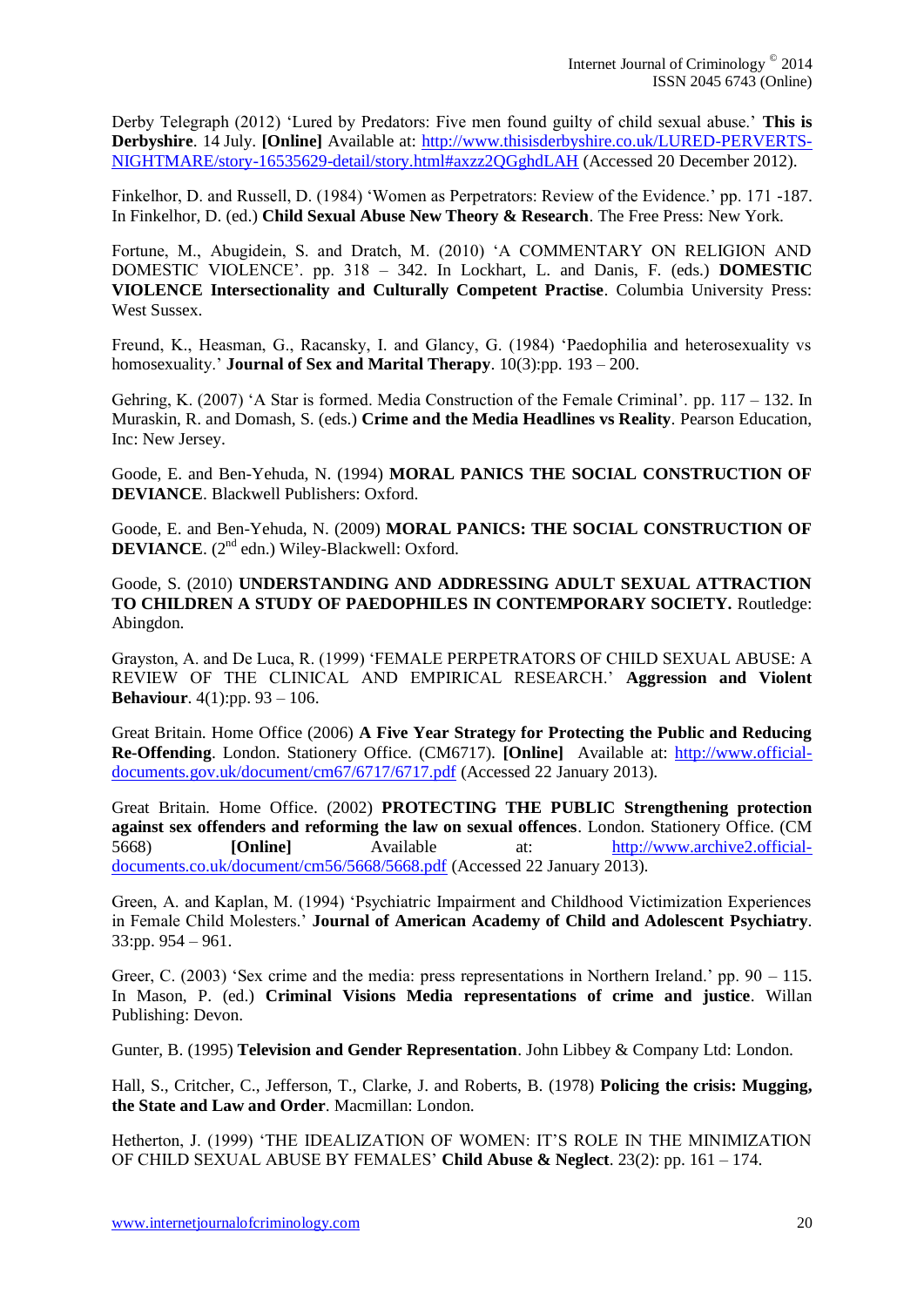Derby Telegraph (2012) 'Lured by Predators: Five men found guilty of child sexual abuse.' **This is Derbyshire**. 14 July. **[Online]** Available at: http://www.thisisderbyshire.co.uk/LURED-PERVERTS-NIGHTMARE/story-16535629-detail/story.html#axzz2QGghdLAH (Accessed 20 December 2012).

Finkelhor, D. and Russell, D. (1984) 'Women as Perpetrators: Review of the Evidence.' pp. 171 -187. In Finkelhor, D. (ed.) **Child Sexual Abuse New Theory & Research**. The Free Press: New York.

Fortune, M., Abugidein, S. and Dratch, M. (2010) 'A COMMENTARY ON RELIGION AND DOMESTIC VIOLENCE'. pp. 318 – 342. In Lockhart, L. and Danis, F. (eds.) **DOMESTIC VIOLENCE Intersectionality and Culturally Competent Practise**. Columbia University Press: West Sussex.

Freund, K., Heasman, G., Racansky, I. and Glancy, G. (1984) 'Paedophilia and heterosexuality vs homosexuality.' **Journal of Sex and Marital Therapy**. 10(3):pp. 193 – 200.

Gehring, K. (2007) 'A Star is formed. Media Construction of the Female Criminal'. pp. 117 – 132. In Muraskin, R. and Domash, S. (eds.) **Crime and the Media Headlines vs Reality**. Pearson Education, Inc: New Jersey.

Goode, E. and Ben-Yehuda, N. (1994) **MORAL PANICS THE SOCIAL CONSTRUCTION OF DEVIANCE**. Blackwell Publishers: Oxford.

Goode, E. and Ben-Yehuda, N. (2009) **MORAL PANICS: THE SOCIAL CONSTRUCTION OF DEVIANCE**. (2nd edn.) Wiley-Blackwell: Oxford.

Goode, S. (2010) **UNDERSTANDING AND ADDRESSING ADULT SEXUAL ATTRACTION TO CHILDREN A STUDY OF PAEDOPHILES IN CONTEMPORARY SOCIETY.** Routledge: Abingdon.

Grayston, A. and De Luca, R. (1999) 'FEMALE PERPETRATORS OF CHILD SEXUAL ABUSE: A REVIEW OF THE CLINICAL AND EMPIRICAL RESEARCH.' **Aggression and Violent Behaviour**. 4(1):pp. 93 – 106.

Great Britain. Home Office (2006) **A Five Year Strategy for Protecting the Public and Reducing Re-Offending**. London. Stationery Office. (CM6717). **[Online]** Available at: http://www.official-documents.gov.uk/document/cm67/6717/6717.pdf (Accessed 22 January 2013).

Great Britain. Home Office. (2002) **PROTECTING THE PUBLIC Strengthening protection against sex offenders and reforming the law on sexual offences**. London. Stationery Office. (CM 5668) **[Online]** Available at: http://www.archive2.official-documents.co.uk/document/cm56/5668/5668.pdf (Accessed 22 January 2013).

Green, A. and Kaplan, M. (1994) 'Psychiatric Impairment and Childhood Victimization Experiences in Female Child Molesters.' **Journal of American Academy of Child and Adolescent Psychiatry**. 33:pp. 954 – 961.

Greer, C. (2003) 'Sex crime and the media: press representations in Northern Ireland.' pp. 90 – 115. In Mason, P. (ed.) **Criminal Visions Media representations of crime and justice**. Willan Publishing: Devon.

Gunter, B. (1995) **Television and Gender Representation**. John Libbey & Company Ltd: London.

Hall, S., Critcher, C., Jefferson, T., Clarke, J. and Roberts, B. (1978) **Policing the crisis: Mugging, the State and Law and Order**. Macmillan: London.

Hetherton, J. (1999) 'THE IDEALIZATION OF WOMEN: IT'S ROLE IN THE MINIMIZATION OF CHILD SEXUAL ABUSE BY FEMALES' **Child Abuse & Neglect**. 23(2): pp. 161 – 174.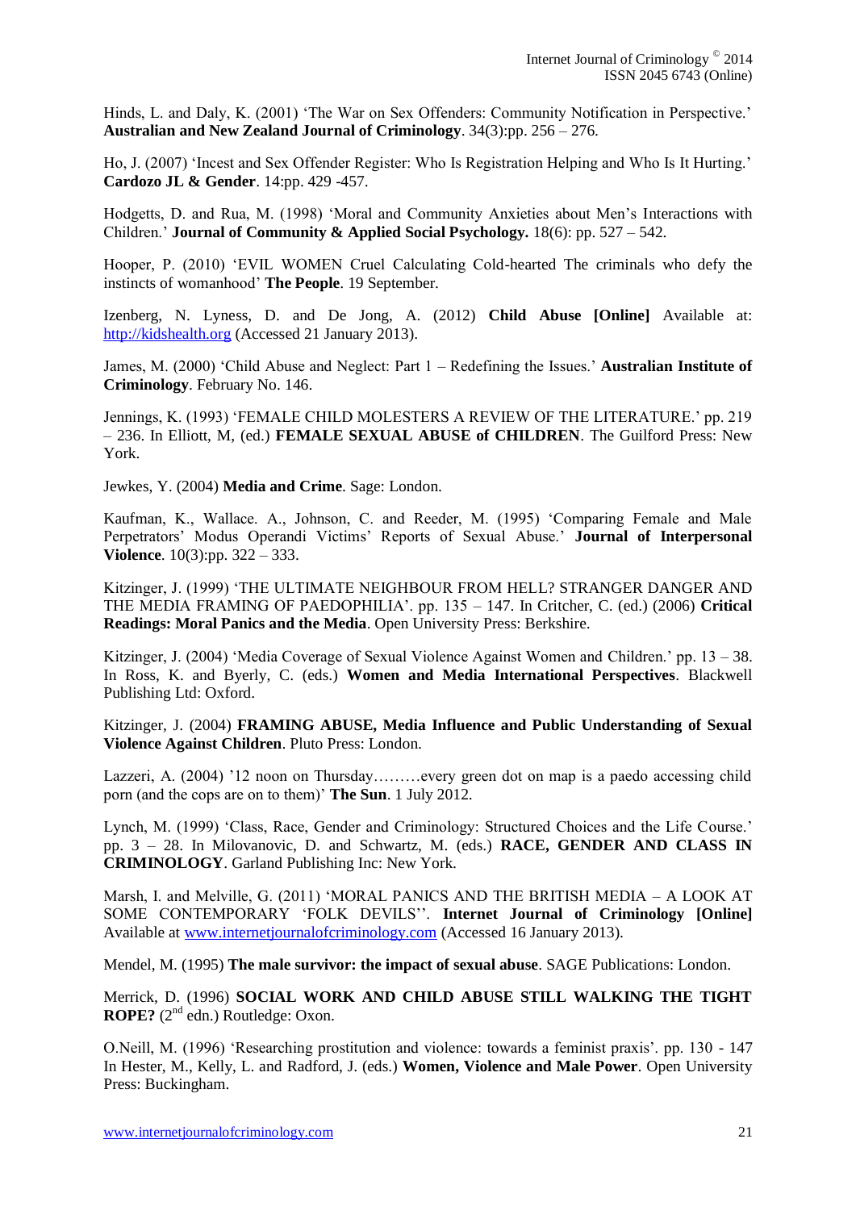Hinds, L. and Daly, K. (2001) 'The War on Sex Offenders: Community Notification in Perspective.' **Australian and New Zealand Journal of Criminology**. 34(3):pp. 256 – 276.

Ho, J. (2007) 'Incest and Sex Offender Register: Who Is Registration Helping and Who Is It Hurting.' **Cardozo JL & Gender**. 14:pp. 429 -457.

Hodgetts, D. and Rua, M. (1998) 'Moral and Community Anxieties about Men's Interactions with Children.' **Journal of Community & Applied Social Psychology.** 18(6): pp. 527 – 542.

Hooper, P. (2010) 'EVIL WOMEN Cruel Calculating Cold-hearted The criminals who defy the instincts of womanhood' **The People**. 19 September.

Izenberg, N. Lyness, D. and De Jong, A. (2012) **Child Abuse [Online]** Available at: http://kidshealth.org (Accessed 21 January 2013).

James, M. (2000) 'Child Abuse and Neglect: Part 1 – Redefining the Issues.' **Australian Institute of Criminology**. February No. 146.

Jennings, K. (1993) 'FEMALE CHILD MOLESTERS A REVIEW OF THE LITERATURE.' pp. 219 – 236. In Elliott, M, (ed.) **FEMALE SEXUAL ABUSE of CHILDREN**. The Guilford Press: New York.

Jewkes, Y. (2004) **Media and Crime**. Sage: London.

Kaufman, K., Wallace. A., Johnson, C. and Reeder, M. (1995) 'Comparing Female and Male Perpetrators' Modus Operandi Victims' Reports of Sexual Abuse.' **Journal of Interpersonal Violence**. 10(3):pp. 322 – 333.

Kitzinger, J. (1999) 'THE ULTIMATE NEIGHBOUR FROM HELL? STRANGER DANGER AND THE MEDIA FRAMING OF PAEDOPHILIA'. pp. 135 – 147. In Critcher, C. (ed.) (2006) **Critical Readings: Moral Panics and the Media**. Open University Press: Berkshire.

Kitzinger, J. (2004) 'Media Coverage of Sexual Violence Against Women and Children.' pp. 13 – 38. In Ross, K. and Byerly, C. (eds.) **Women and Media International Perspectives**. Blackwell Publishing Ltd: Oxford.

Kitzinger, J. (2004) **FRAMING ABUSE, Media Influence and Public Understanding of Sexual Violence Against Children**. Pluto Press: London.

Lazzeri, A. (2004) '12 noon on Thursday………every green dot on map is a paedo accessing child porn (and the cops are on to them)' **The Sun**. 1 July 2012.

Lynch, M. (1999) 'Class, Race, Gender and Criminology: Structured Choices and the Life Course.' pp. 3 – 28. In Milovanovic, D. and Schwartz, M. (eds.) **RACE, GENDER AND CLASS IN CRIMINOLOGY**. Garland Publishing Inc: New York.

Marsh, I. and Melville, G. (2011) 'MORAL PANICS AND THE BRITISH MEDIA – A LOOK AT SOME CONTEMPORARY 'FOLK DEVILS''. **Internet Journal of Criminology [Online]** Available at www.internetjournalofcriminology.com (Accessed 16 January 2013).

Mendel, M. (1995) **The male survivor: the impact of sexual abuse**. SAGE Publications: London.

Merrick, D. (1996) **SOCIAL WORK AND CHILD ABUSE STILL WALKING THE TIGHT ROPE?** (2nd edn.) Routledge: Oxon.

O.Neill, M. (1996) 'Researching prostitution and violence: towards a feminist praxis'. pp. 130 - 147 In Hester, M., Kelly, L. and Radford, J. (eds.) **Women, Violence and Male Power**. Open University Press: Buckingham.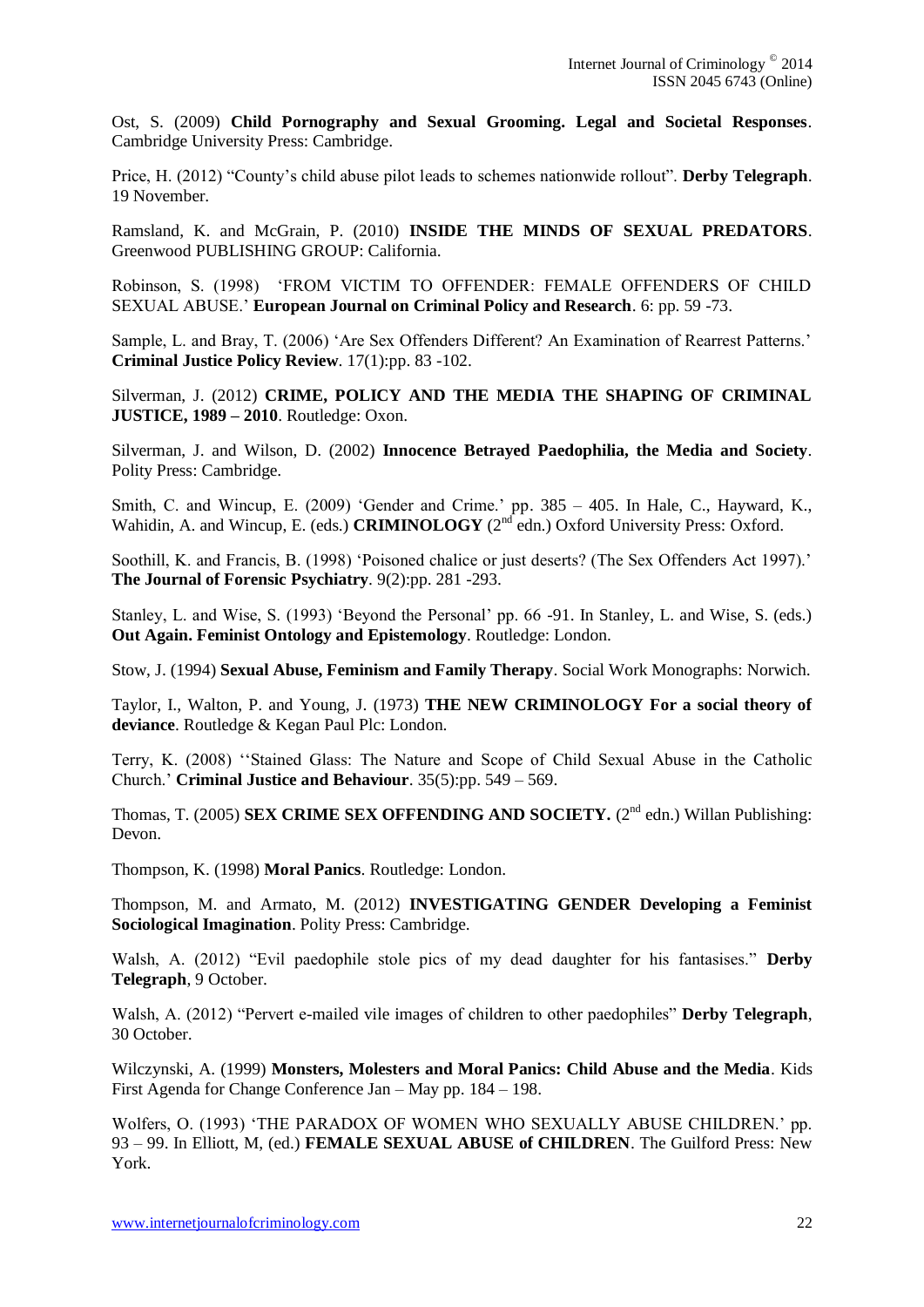Ost, S. (2009) **Child Pornography and Sexual Grooming. Legal and Societal Responses**. Cambridge University Press: Cambridge.

Price, H. (2012) "County's child abuse pilot leads to schemes nationwide rollout". **Derby Telegraph**. 19 November.

Ramsland, K. and McGrain, P. (2010) **INSIDE THE MINDS OF SEXUAL PREDATORS**. Greenwood PUBLISHING GROUP: California.

Robinson, S. (1998) 'FROM VICTIM TO OFFENDER: FEMALE OFFENDERS OF CHILD SEXUAL ABUSE.' **European Journal on Criminal Policy and Research**. 6: pp. 59 -73.

Sample, L. and Bray, T. (2006) 'Are Sex Offenders Different? An Examination of Rearrest Patterns.' **Criminal Justice Policy Review**. 17(1):pp. 83 -102.

Silverman, J. (2012) **CRIME, POLICY AND THE MEDIA THE SHAPING OF CRIMINAL JUSTICE, 1989 – 2010**. Routledge: Oxon.

Silverman, J. and Wilson, D. (2002) **Innocence Betrayed Paedophilia, the Media and Society**. Polity Press: Cambridge.

Smith, C. and Wincup, E. (2009) 'Gender and Crime.' pp. 385 – 405. In Hale, C., Hayward, K., Wahidin, A. and Wincup, E. (eds.) **CRIMINOLOGY** (2nd edn.) Oxford University Press: Oxford.

Soothill, K. and Francis, B. (1998) 'Poisoned chalice or just deserts? (The Sex Offenders Act 1997).' **The Journal of Forensic Psychiatry**. 9(2):pp. 281 -293.

Stanley, L. and Wise, S. (1993) 'Beyond the Personal' pp. 66 -91. In Stanley, L. and Wise, S. (eds.) **Out Again. Feminist Ontology and Epistemology**. Routledge: London.

Stow, J. (1994) **Sexual Abuse, Feminism and Family Therapy**. Social Work Monographs: Norwich.

Taylor, I., Walton, P. and Young, J. (1973) **THE NEW CRIMINOLOGY For a social theory of deviance**. Routledge & Kegan Paul Plc: London.

Terry, K. (2008) ''Stained Glass: The Nature and Scope of Child Sexual Abuse in the Catholic Church.' **Criminal Justice and Behaviour**. 35(5):pp. 549 – 569.

Thomas, T. (2005) **SEX CRIME SEX OFFENDING AND SOCIETY.** (2nd edn.) Willan Publishing: Devon.

Thompson, K. (1998) **Moral Panics**. Routledge: London.

Thompson, M. and Armato, M. (2012) **INVESTIGATING GENDER Developing a Feminist Sociological Imagination**. Polity Press: Cambridge.

Walsh, A. (2012) "Evil paedophile stole pics of my dead daughter for his fantasises." **Derby Telegraph**, 9 October.

Walsh, A. (2012) "Pervert e-mailed vile images of children to other paedophiles" **Derby Telegraph**, 30 October.

Wilczynski, A. (1999) **Monsters, Molesters and Moral Panics: Child Abuse and the Media**. Kids First Agenda for Change Conference Jan – May pp. 184 – 198.

Wolfers, O. (1993) 'THE PARADOX OF WOMEN WHO SEXUALLY ABUSE CHILDREN.' pp. 93 – 99. In Elliott, M, (ed.) **FEMALE SEXUAL ABUSE of CHILDREN**. The Guilford Press: New York.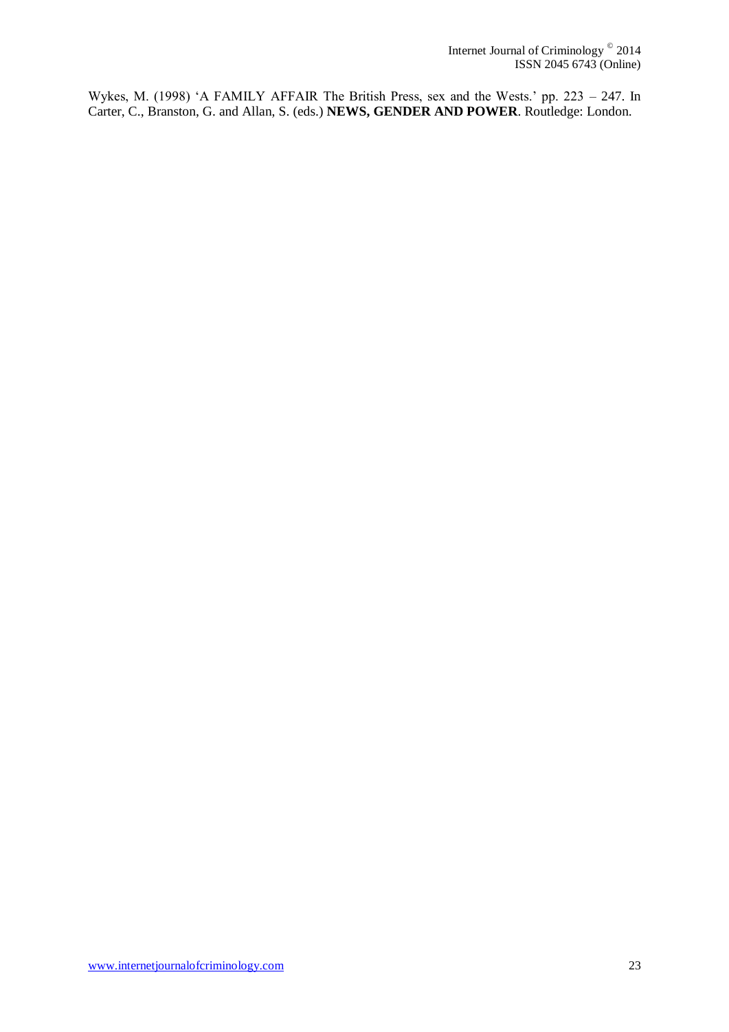Wykes, M. (1998) 'A FAMILY AFFAIR The British Press, sex and the Wests.' pp. 223 – 247. In Carter, C., Branston, G. and Allan, S. (eds.) **NEWS, GENDER AND POWER**. Routledge: London.